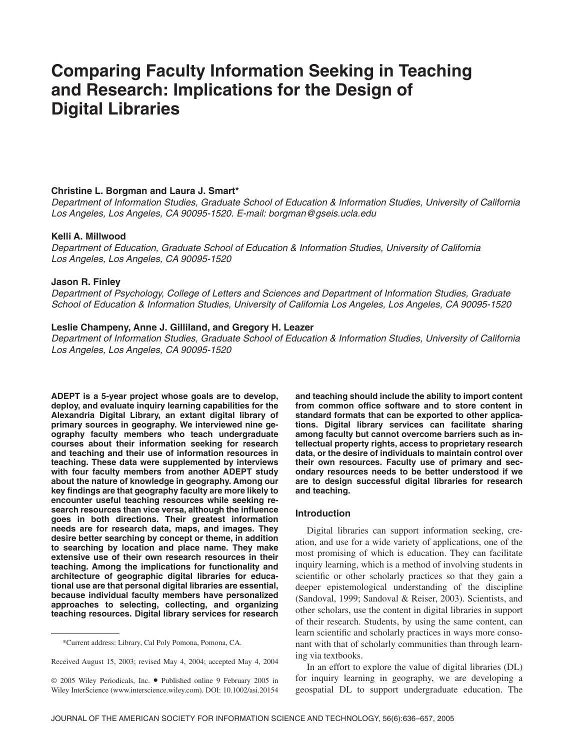# Comparing Faculty Information Seeking in Teaching and Research: Implications for the Design of Digital Libraries

**Christine L. Borgman and Laura J. Smart***

*Department of Information Studies, Graduate School of Education & Information Studies, University of California Los Angeles, Los Angeles, CA 90095-1520. E-mail: borgman@gseis.ucla.edu*

**Kelli A. Millwood**

*Department of Education, Graduate School of Education & Information Studies, University of California Los Angeles, Los Angeles, CA 90095-1520*

**Jason R. Finley**

*Department of Psychology, College of Letters and Sciences and Department of Information Studies, Graduate School of Education & Information Studies, University of California Los Angeles, Los Angeles, CA 90095-1520*

**Leslie Champeny, Anne J. Gilliland, and Gregory H. Leazer**

*Department of Information Studies, Graduate School of Education & Information Studies, University of California Los Angeles, Los Angeles, CA 90095-1520*

**ADEPT is a 5-year project whose goals are to develop, deploy, and evaluate inquiry learning capabilities for the Alexandria Digital Library, an extant digital library of primary sources in geography. We interviewed nine geography faculty members who teach undergraduate courses about their information seeking for research and teaching and their use of information resources in teaching. These data were supplemented by interviews with four faculty members from another ADEPT study about the nature of knowledge in geography. Among our key findings are that geography faculty are more likely to encounter useful teaching resources while seeking research resources than vice versa, although the influence goes in both directions. Their greatest information needs are for research data, maps, and images. They desire better searching by concept or theme, in addition to searching by location and place name. They make extensive use of their own research resources in their teaching. Among the implications for functionality and architecture of geographic digital libraries for educational use are that personal digital libraries are essential, because individual faculty members have personalized approaches to selecting, collecting, and organizing teaching resources. Digital library services for research and teaching should include the ability to import content from common office software and to store content in standard formats that can be exported to other applications. Digital library services can facilitate sharing among faculty but cannot overcome barriers such as intellectual property rights, access to proprietary research data, or the desire of individuals to maintain control over their own resources. Faculty use of primary and secondary resources needs to be better understood if we are to design successful digital libraries for research and teaching.**

*Current address: Library, Cal Poly Pomona, Pomona, CA.

Received August 15, 2003; revised May 4, 2004; accepted May 4, 2004

© 2005 Wiley Periodicals, Inc. • Published online 9 February 2005 in Wiley InterScience (www.interscience.wiley.com). DOI: 10.1002/asi.20154

## Introduction

Digital libraries can support information seeking, creation, and use for a wide variety of applications, one of the most promising of which is education. They can facilitate inquiry learning, which is a method of involving students in scientific or other scholarly practices so that they gain a deeper epistemological understanding of the discipline (Sandoval, 1999; Sandoval & Reiser, 2003). Scientists, and other scholars, use the content in digital libraries in support of their research. Students, by using the same content, can learn scientific and scholarly practices in ways more consonant with that of scholarly communities than through learning via textbooks.

In an effort to explore the value of digital libraries (DL) for inquiry learning in geography, we are developing a geospatial DL to support undergraduate education. The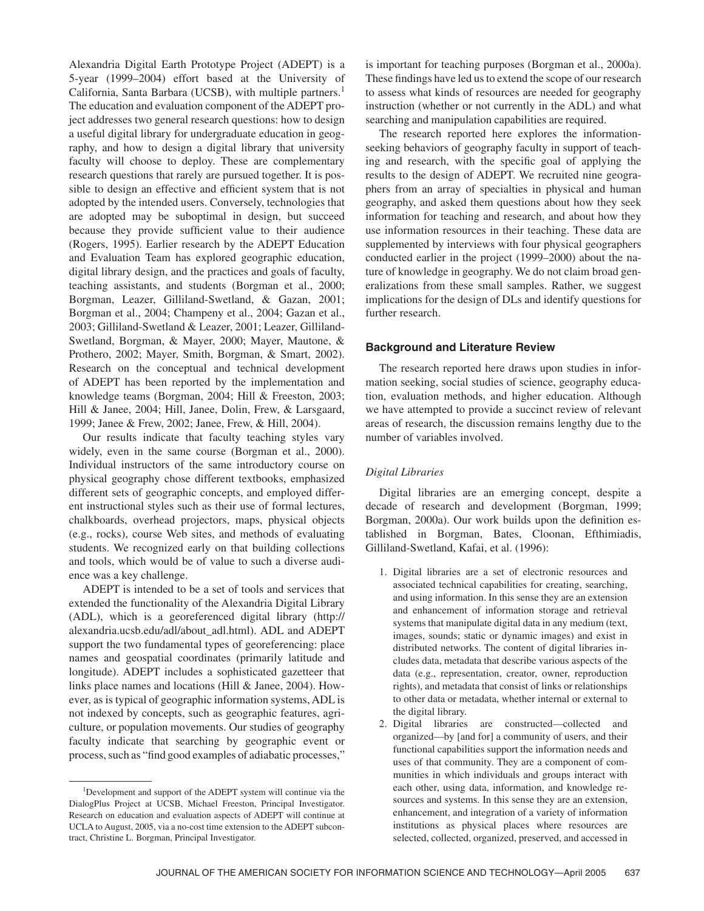Alexandria Digital Earth Prototype Project (ADEPT) is a 5-year (1999–2004) effort based at the University of California, Santa Barbara (UCSB), with multiple partners.[1] The education and evaluation component of the ADEPT project addresses two general research questions: how to design a useful digital library for undergraduate education in geography, and how to design a digital library that university faculty will choose to deploy. These are complementary research questions that rarely are pursued together. It is possible to design an effective and efficient system that is not adopted by the intended users. Conversely, technologies that are adopted may be suboptimal in design, but succeed because they provide sufficient value to their audience (Rogers, 1995). Earlier research by the ADEPT Education and Evaluation Team has explored geographic education, digital library design, and the practices and goals of faculty, teaching assistants, and students (Borgman et al., 2000; Borgman, Leazer, Gilliland-Swetland, & Gazan, 2001; Borgman et al., 2004; Champeny et al., 2004; Gazan et al., 2003; Gilliland-Swetland & Leazer, 2001; Leazer, Gilliland-Swetland, Borgman, & Mayer, 2000; Mayer, Mautone, & Prothero, 2002; Mayer, Smith, Borgman, & Smart, 2002). Research on the conceptual and technical development of ADEPT has been reported by the implementation and knowledge teams (Borgman, 2004; Hill & Freeston, 2003; Hill & Janee, 2004; Hill, Janee, Dolin, Frew, & Larsgaard, 1999; Janee & Frew, 2002; Janee, Frew, & Hill, 2004).

Our results indicate that faculty teaching styles vary widely, even in the same course (Borgman et al., 2000). Individual instructors of the same introductory course on physical geography chose different textbooks, emphasized different sets of geographic concepts, and employed different instructional styles such as their use of formal lectures, chalkboards, overhead projectors, maps, physical objects (e.g., rocks), course Web sites, and methods of evaluating students. We recognized early on that building collections and tools, which would be of value to such a diverse audience was a key challenge.

ADEPT is intended to be a set of tools and services that extended the functionality of the Alexandria Digital Library (ADL), which is a georeferenced digital library (http://alexandria.ucsb.edu/adl/about_adl.html). ADL and ADEPT support the two fundamental types of georeferencing: place names and geospatial coordinates (primarily latitude and longitude). ADEPT includes a sophisticated gazetteer that links place names and locations (Hill & Janee, 2004). However, as is typical of geographic information systems, ADL is not indexed by concepts, such as geographic features, agriculture, or population movements. Our studies of geography faculty indicate that searching by geographic event or process, such as "find good examples of adiabatic processes," is important for teaching purposes (Borgman et al., 2000a). These findings have led us to extend the scope of our research to assess what kinds of resources are needed for geography instruction (whether or not currently in the ADL) and what searching and manipulation capabilities are required.

The research reported here explores the information-seeking behaviors of geography faculty in support of teaching and research, with the specific goal of applying the results to the design of ADEPT. We recruited nine geographers from an array of specialties in physical and human geography, and asked them questions about how they seek information for teaching and research, and about how they use information resources in their teaching. These data are supplemented by interviews with four physical geographers conducted earlier in the project (1999–2000) about the nature of knowledge in geography. We do not claim broad generalizations from these small samples. Rather, we suggest implications for the design of DLs and identify questions for further research.

## Background and Literature Review

The research reported here draws upon studies in information seeking, social studies of science, geography education, evaluation methods, and higher education. Although we have attempted to provide a succinct review of relevant areas of research, the discussion remains lengthy due to the number of variables involved.

### *Digital Libraries*

Digital libraries are an emerging concept, despite a decade of research and development (Borgman, 1999; Borgman, 2000a). Our work builds upon the definition established in Borgman, Bates, Cloonan, Efthimiadis, Gilliland-Swetland, Kafai, et al. (1996):

1. Digital libraries are a set of electronic resources and associated technical capabilities for creating, searching, and using information. In this sense they are an extension and enhancement of information storage and retrieval systems that manipulate digital data in any medium (text, images, sounds; static or dynamic images) and exist in distributed networks. The content of digital libraries includes data, metadata that describe various aspects of the data (e.g., representation, creator, owner, reproduction rights), and metadata that consist of links or relationships to other data or metadata, whether internal or external to the digital library.
2. Digital libraries are constructed—collected and organized—by [and for] a community of users, and their functional capabilities support the information needs and uses of that community. They are a component of communities in which individuals and groups interact with each other, using data, information, and knowledge resources and systems. In this sense they are an extension, enhancement, and integration of a variety of information institutions as physical places where resources are selected, collected, organized, preserved, and accessed in

[1]Development and support of the ADEPT system will continue via the DialogPlus Project at UCSB, Michael Freeston, Principal Investigator. Research on education and evaluation aspects of ADEPT will continue at UCLA to August, 2005, via a no-cost time extension to the ADEPT subcontract, Christine L. Borgman, Principal Investigator.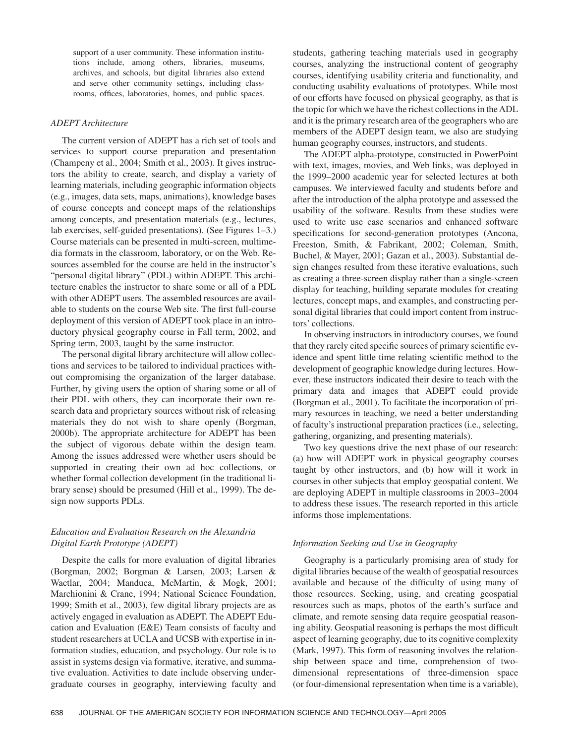support of a user community. These information institutions include, among others, libraries, museums, archives, and schools, but digital libraries also extend and serve other community settings, including classrooms, offices, laboratories, homes, and public spaces.

### *ADEPT Architecture*

The current version of ADEPT has a rich set of tools and services to support course preparation and presentation (Champeny et al., 2004; Smith et al., 2003). It gives instructors the ability to create, search, and display a variety of learning materials, including geographic information objects (e.g., images, data sets, maps, animations), knowledge bases of course concepts and concept maps of the relationships among concepts, and presentation materials (e.g., lectures, lab exercises, self-guided presentations). (See Figures 1–3.) Course materials can be presented in multi-screen, multimedia formats in the classroom, laboratory, or on the Web. Resources assembled for the course are held in the instructor's "personal digital library" (PDL) within ADEPT. This architecture enables the instructor to share some or all of a PDL with other ADEPT users. The assembled resources are available to students on the course Web site. The first full-course deployment of this version of ADEPT took place in an introductory physical geography course in Fall term, 2002, and Spring term, 2003, taught by the same instructor.

The personal digital library architecture will allow collections and services to be tailored to individual practices without compromising the organization of the larger database. Further, by giving users the option of sharing some or all of their PDL with others, they can incorporate their own research data and proprietary sources without risk of releasing materials they do not wish to share openly (Borgman, 2000b). The appropriate architecture for ADEPT has been the subject of vigorous debate within the design team. Among the issues addressed were whether users should be supported in creating their own ad hoc collections, or whether formal collection development (in the traditional library sense) should be presumed (Hill et al., 1999). The design now supports PDLs.

### *Education and Evaluation Research on the Alexandria Digital Earth Prototype (ADEPT)*

Despite the calls for more evaluation of digital libraries (Borgman, 2002; Borgman & Larsen, 2003; Larsen & Wactlar, 2004; Manduca, McMartin, & Mogk, 2001; Marchionini & Crane, 1994; National Science Foundation, 1999; Smith et al., 2003), few digital library projects are as actively engaged in evaluation as ADEPT. The ADEPT Education and Evaluation (E&E) Team consists of faculty and student researchers at UCLA and UCSB with expertise in information studies, education, and psychology. Our role is to assist in systems design via formative, iterative, and summative evaluation. Activities to date include observing undergraduate courses in geography, interviewing faculty and students, gathering teaching materials used in geography courses, analyzing the instructional content of geography courses, identifying usability criteria and functionality, and conducting usability evaluations of prototypes. While most of our efforts have focused on physical geography, as that is the topic for which we have the richest collections in the ADL and it is the primary research area of the geographers who are members of the ADEPT design team, we also are studying human geography courses, instructors, and students.

The ADEPT alpha-prototype, constructed in PowerPoint with text, images, movies, and Web links, was deployed in the 1999–2000 academic year for selected lectures at both campuses. We interviewed faculty and students before and after the introduction of the alpha prototype and assessed the usability of the software. Results from these studies were used to write use case scenarios and enhanced software specifications for second-generation prototypes (Ancona, Freeston, Smith, & Fabrikant, 2002; Coleman, Smith, Buchel, & Mayer, 2001; Gazan et al., 2003). Substantial design changes resulted from these iterative evaluations, such as creating a three-screen display rather than a single-screen display for teaching, building separate modules for creating lectures, concept maps, and examples, and constructing personal digital libraries that could import content from instructors' collections.

In observing instructors in introductory courses, we found that they rarely cited specific sources of primary scientific evidence and spent little time relating scientific method to the development of geographic knowledge during lectures. However, these instructors indicated their desire to teach with the primary data and images that ADEPT could provide (Borgman et al., 2001). To facilitate the incorporation of primary resources in teaching, we need a better understanding of faculty's instructional preparation practices (i.e., selecting, gathering, organizing, and presenting materials).

Two key questions drive the next phase of our research: (a) how will ADEPT work in physical geography courses taught by other instructors, and (b) how will it work in courses in other subjects that employ geospatial content. We are deploying ADEPT in multiple classrooms in 2003–2004 to address these issues. The research reported in this article informs those implementations.

### *Information Seeking and Use in Geography*

Geography is a particularly promising area of study for digital libraries because of the wealth of geospatial resources available and because of the difficulty of using many of those resources. Seeking, using, and creating geospatial resources such as maps, photos of the earth's surface and climate, and remote sensing data require geospatial reasoning ability. Geospatial reasoning is perhaps the most difficult aspect of learning geography, due to its cognitive complexity (Mark, 1997). This form of reasoning involves the relationship between space and time, comprehension of two-dimensional representations of three-dimension space (or four-dimensional representation when time is a variable),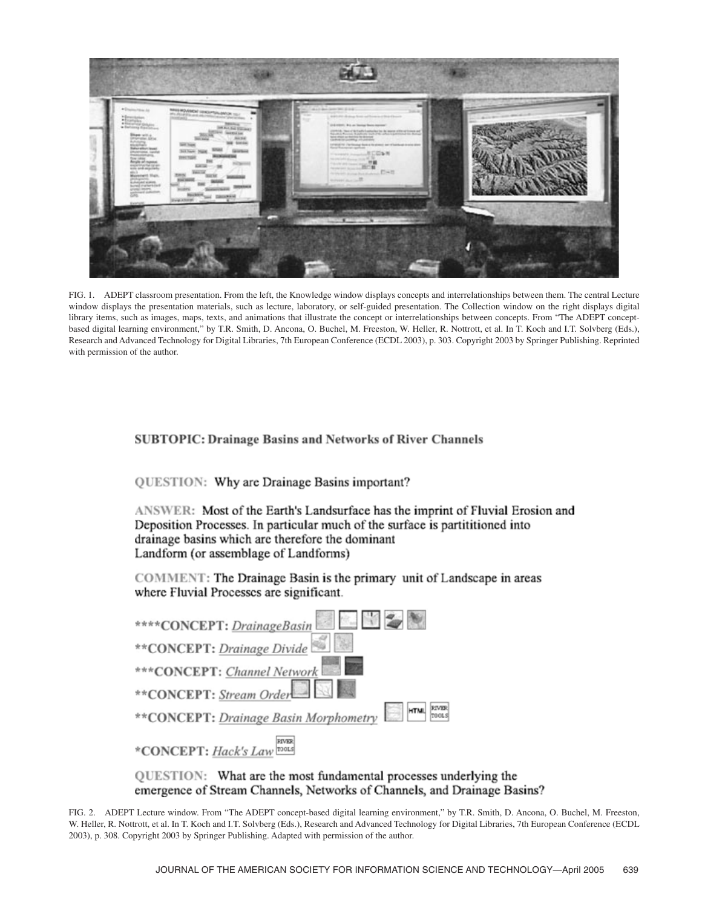FIG. 1. ADEPT classroom presentation. From the left, the Knowledge window displays concepts and interrelationships between them. The central Lecture window displays the presentation materials, such as lecture, laboratory, or self-guided presentation. The Collection window on the right displays digital library items, such as images, maps, texts, and animations that illustrate the concept or interrelationships between concepts. From "The ADEPT concept-based digital learning environment," by T.R. Smith, D. Ancona, O. Buchel, M. Freeston, W. Heller, R. Nottrott, et al. In T. Koch and I.T. Solvberg (Eds.), Research and Advanced Technology for Digital Libraries, 7th European Conference (ECDL 2003), p. 303. Copyright 2003 by Springer Publishing. Reprinted with permission of the author.

**SUBTOPIC: Drainage Basins and Networks of River Channels**

QUESTION: Why are Drainage Basins important?

ANSWER: Most of the Earth's Landsurface has the imprint of Fluvial Erosion and Deposition Processes. In particular much of the surface is partititioned into drainage basins which are therefore the dominant Landform (or assemblage of Landforms)

COMMENT: The Drainage Basin is the primary unit of Landscape in areas where Fluvial Processes are significant.

****CONCEPT: *DrainageBasin*

**CONCEPT: *Drainage Divide*

***CONCEPT: *Channel Network*

**CONCEPT: *Stream Order*

**CONCEPT: *Drainage Basin Morphometry*

*CONCEPT: *Hack's Law*

QUESTION: What are the most fundamental processes underlying the emergence of Stream Channels, Networks of Channels, and Drainage Basins?

FIG. 2. ADEPT Lecture window. From "The ADEPT concept-based digital learning environment," by T.R. Smith, D. Ancona, O. Buchel, M. Freeston, W. Heller, R. Nottrott, et al. In T. Koch and I.T. Solvberg (Eds.), Research and Advanced Technology for Digital Libraries, 7th European Conference (ECDL 2003), p. 308. Copyright 2003 by Springer Publishing. Adapted with permission of the author.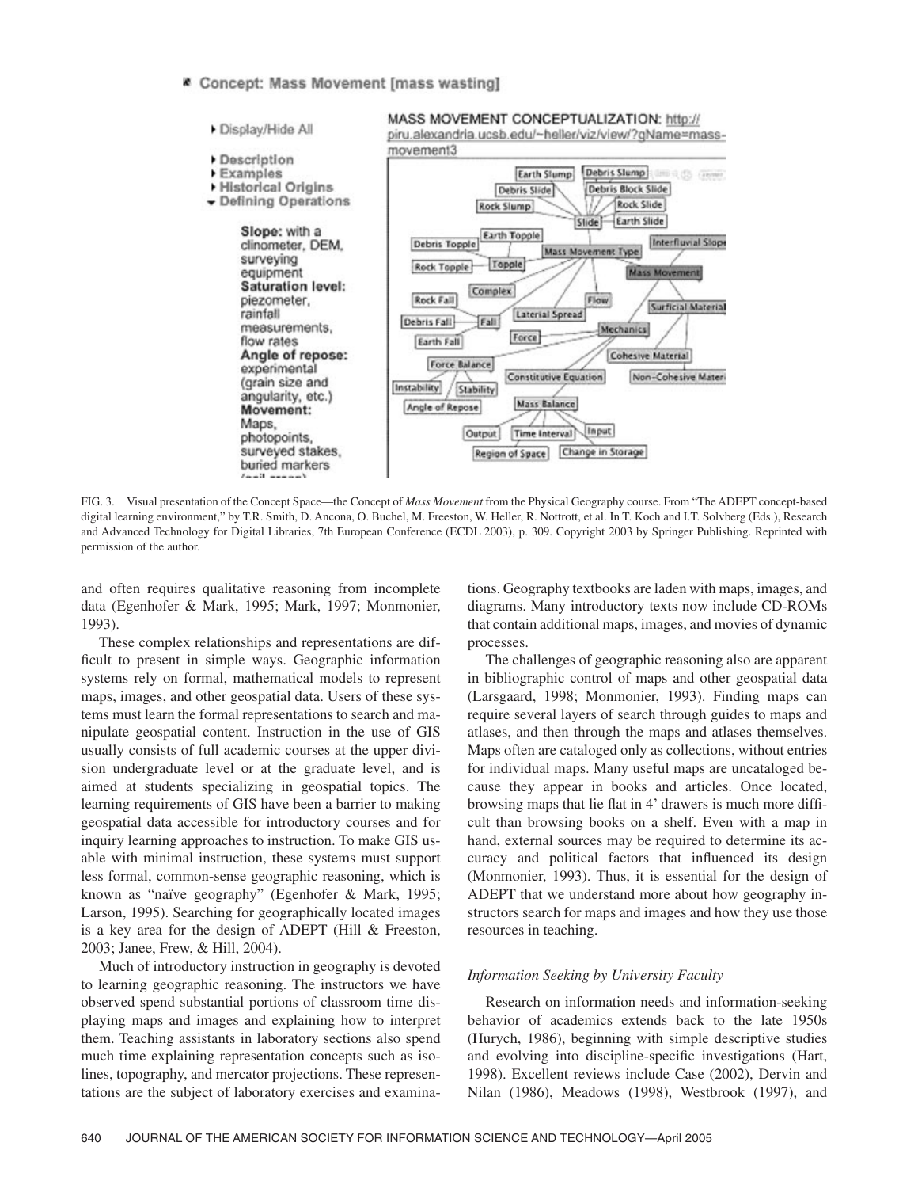FIG. 3. Visual presentation of the Concept Space—the Concept of *Mass Movement* from the Physical Geography course. From "The ADEPT concept-based digital learning environment," by T.R. Smith, D. Ancona, O. Buchel, M. Freeston, W. Heller, R. Nottrott, et al. In T. Koch and I.T. Solvberg (Eds.), Research and Advanced Technology for Digital Libraries, 7th European Conference (ECDL 2003), p. 309. Copyright 2003 by Springer Publishing. Reprinted with permission of the author.

and often requires qualitative reasoning from incomplete data (Egenhofer & Mark, 1995; Mark, 1997; Monmonier, 1993).

These complex relationships and representations are difficult to present in simple ways. Geographic information systems rely on formal, mathematical models to represent maps, images, and other geospatial data. Users of these systems must learn the formal representations to search and manipulate geospatial content. Instruction in the use of GIS usually consists of full academic courses at the upper division undergraduate level or at the graduate level, and is aimed at students specializing in geospatial topics. The learning requirements of GIS have been a barrier to making geospatial data accessible for introductory courses and for inquiry learning approaches to instruction. To make GIS usable with minimal instruction, these systems must support less formal, common-sense geographic reasoning, which is known as "naïve geography" (Egenhofer & Mark, 1995; Larson, 1995). Searching for geographically located images is a key area for the design of ADEPT (Hill & Freeston, 2003; Janee, Frew, & Hill, 2004).

Much of introductory instruction in geography is devoted to learning geographic reasoning. The instructors we have observed spend substantial portions of classroom time displaying maps and images and explaining how to interpret them. Teaching assistants in laboratory sections also spend much time explaining representation concepts such as isolines, topography, and mercator projections. These representations are the subject of laboratory exercises and examinations. Geography textbooks are laden with maps, images, and diagrams. Many introductory texts now include CD-ROMs that contain additional maps, images, and movies of dynamic processes.

The challenges of geographic reasoning also are apparent in bibliographic control of maps and other geospatial data (Larsgaard, 1998; Monmonier, 1993). Finding maps can require several layers of search through guides to maps and atlases, and then through the maps and atlases themselves. Maps often are cataloged only as collections, without entries for individual maps. Many useful maps are uncataloged because they appear in books and articles. Once located, browsing maps that lie flat in 4' drawers is much more difficult than browsing books on a shelf. Even with a map in hand, external sources may be required to determine its accuracy and political factors that influenced its design (Monmonier, 1993). Thus, it is essential for the design of ADEPT that we understand more about how geography instructors search for maps and images and how they use those resources in teaching.

### *Information Seeking by University Faculty*

Research on information needs and information-seeking behavior of academics extends back to the late 1950s (Hurych, 1986), beginning with simple descriptive studies and evolving into discipline-specific investigations (Hart, 1998). Excellent reviews include Case (2002), Dervin and Nilan (1986), Meadows (1998), Westbrook (1997), and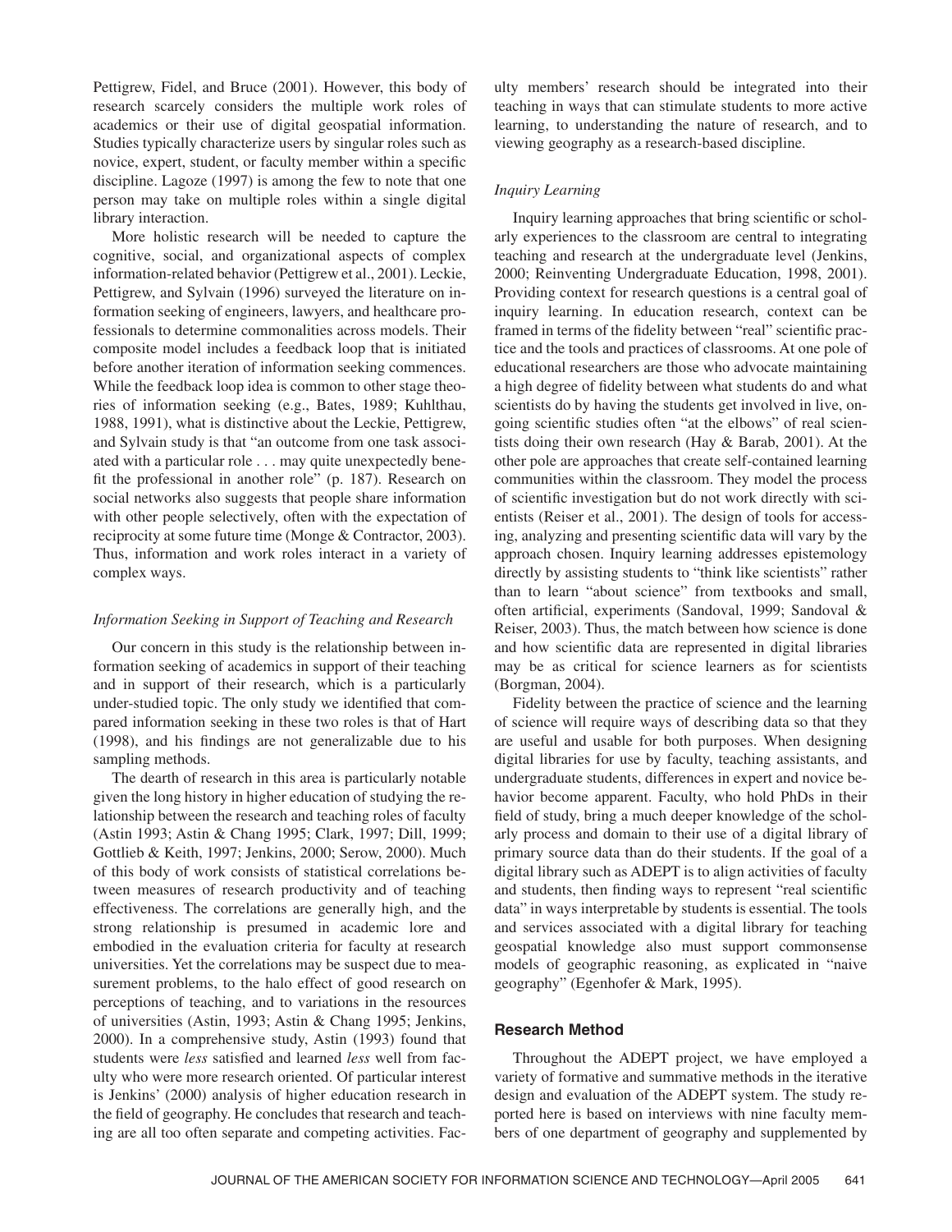Pettigrew, Fidel, and Bruce (2001). However, this body of research scarcely considers the multiple work roles of academics or their use of digital geospatial information. Studies typically characterize users by singular roles such as novice, expert, student, or faculty member within a specific discipline. Lagoze (1997) is among the few to note that one person may take on multiple roles within a single digital library interaction.

More holistic research will be needed to capture the cognitive, social, and organizational aspects of complex information-related behavior (Pettigrew et al., 2001). Leckie, Pettigrew, and Sylvain (1996) surveyed the literature on information seeking of engineers, lawyers, and healthcare professionals to determine commonalities across models. Their composite model includes a feedback loop that is initiated before another iteration of information seeking commences. While the feedback loop idea is common to other stage theories of information seeking (e.g., Bates, 1989; Kuhlthau, 1988, 1991), what is distinctive about the Leckie, Pettigrew, and Sylvain study is that "an outcome from one task associated with a particular role . . . may quite unexpectedly benefit the professional in another role" (p. 187). Research on social networks also suggests that people share information with other people selectively, often with the expectation of reciprocity at some future time (Monge & Contractor, 2003). Thus, information and work roles interact in a variety of complex ways.

### *Information Seeking in Support of Teaching and Research*

Our concern in this study is the relationship between information seeking of academics in support of their teaching and in support of their research, which is a particularly under-studied topic. The only study we identified that compared information seeking in these two roles is that of Hart (1998), and his findings are not generalizable due to his sampling methods.

The dearth of research in this area is particularly notable given the long history in higher education of studying the relationship between the research and teaching roles of faculty (Astin 1993; Astin & Chang 1995; Clark, 1997; Dill, 1999; Gottlieb & Keith, 1997; Jenkins, 2000; Serow, 2000). Much of this body of work consists of statistical correlations between measures of research productivity and of teaching effectiveness. The correlations are generally high, and the strong relationship is presumed in academic lore and embodied in the evaluation criteria for faculty at research universities. Yet the correlations may be suspect due to measurement problems, to the halo effect of good research on perceptions of teaching, and to variations in the resources of universities (Astin, 1993; Astin & Chang 1995; Jenkins, 2000). In a comprehensive study, Astin (1993) found that students were *less* satisfied and learned *less* well from faculty who were more research oriented. Of particular interest is Jenkins' (2000) analysis of higher education research in the field of geography. He concludes that research and teaching are all too often separate and competing activities. Faculty members' research should be integrated into their teaching in ways that can stimulate students to more active learning, to understanding the nature of research, and to viewing geography as a research-based discipline.

### *Inquiry Learning*

Inquiry learning approaches that bring scientific or scholarly experiences to the classroom are central to integrating teaching and research at the undergraduate level (Jenkins, 2000; Reinventing Undergraduate Education, 1998, 2001). Providing context for research questions is a central goal of inquiry learning. In education research, context can be framed in terms of the fidelity between "real" scientific practice and the tools and practices of classrooms. At one pole of educational researchers are those who advocate maintaining a high degree of fidelity between what students do and what scientists do by having the students get involved in live, ongoing scientific studies often "at the elbows" of real scientists doing their own research (Hay & Barab, 2001). At the other pole are approaches that create self-contained learning communities within the classroom. They model the process of scientific investigation but do not work directly with scientists (Reiser et al., 2001). The design of tools for accessing, analyzing and presenting scientific data will vary by the approach chosen. Inquiry learning addresses epistemology directly by assisting students to "think like scientists" rather than to learn "about science" from textbooks and small, often artificial, experiments (Sandoval, 1999; Sandoval & Reiser, 2003). Thus, the match between how science is done and how scientific data are represented in digital libraries may be as critical for science learners as for scientists (Borgman, 2004).

Fidelity between the practice of science and the learning of science will require ways of describing data so that they are useful and usable for both purposes. When designing digital libraries for use by faculty, teaching assistants, and undergraduate students, differences in expert and novice behavior become apparent. Faculty, who hold PhDs in their field of study, bring a much deeper knowledge of the scholarly process and domain to their use of a digital library of primary source data than do their students. If the goal of a digital library such as ADEPT is to align activities of faculty and students, then finding ways to represent "real scientific data" in ways interpretable by students is essential. The tools and services associated with a digital library for teaching geospatial knowledge also must support commonsense models of geographic reasoning, as explicated in "naive geography" (Egenhofer & Mark, 1995).

## Research Method

Throughout the ADEPT project, we have employed a variety of formative and summative methods in the iterative design and evaluation of the ADEPT system. The study reported here is based on interviews with nine faculty members of one department of geography and supplemented by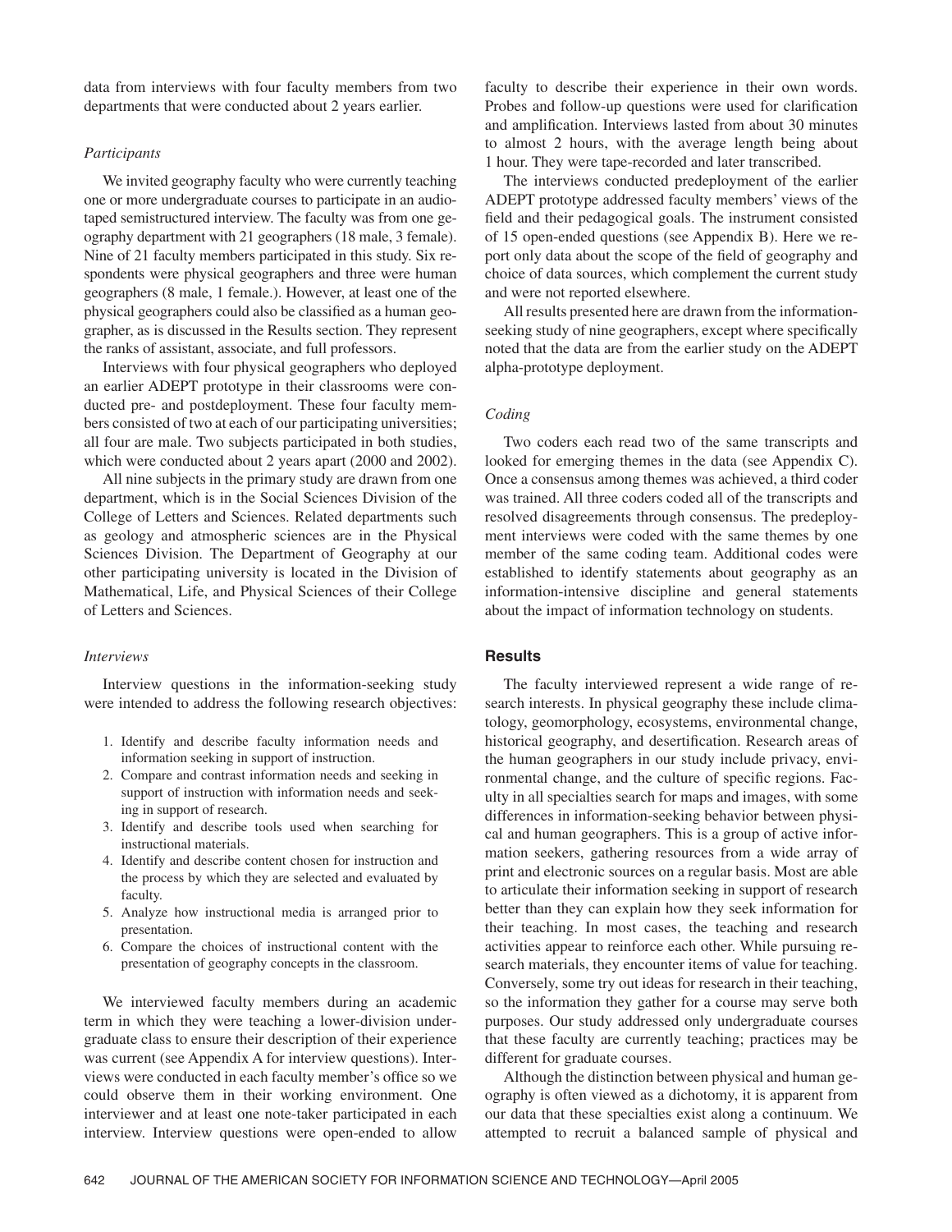data from interviews with four faculty members from two departments that were conducted about 2 years earlier.

### *Participants*

We invited geography faculty who were currently teaching one or more undergraduate courses to participate in an audiotaped semistructured interview. The faculty was from one geography department with 21 geographers (18 male, 3 female). Nine of 21 faculty members participated in this study. Six respondents were physical geographers and three were human geographers (8 male, 1 female.). However, at least one of the physical geographers could also be classified as a human geographer, as is discussed in the Results section. They represent the ranks of assistant, associate, and full professors.

Interviews with four physical geographers who deployed an earlier ADEPT prototype in their classrooms were conducted pre- and postdeployment. These four faculty members consisted of two at each of our participating universities; all four are male. Two subjects participated in both studies, which were conducted about 2 years apart (2000 and 2002).

All nine subjects in the primary study are drawn from one department, which is in the Social Sciences Division of the College of Letters and Sciences. Related departments such as geology and atmospheric sciences are in the Physical Sciences Division. The Department of Geography at our other participating university is located in the Division of Mathematical, Life, and Physical Sciences of their College of Letters and Sciences.

### *Interviews*

Interview questions in the information-seeking study were intended to address the following research objectives:

1. Identify and describe faculty information needs and information seeking in support of instruction.
2. Compare and contrast information needs and seeking in support of instruction with information needs and seeking in support of research.
3. Identify and describe tools used when searching for instructional materials.
4. Identify and describe content chosen for instruction and the process by which they are selected and evaluated by faculty.
5. Analyze how instructional media is arranged prior to presentation.
6. Compare the choices of instructional content with the presentation of geography concepts in the classroom.

We interviewed faculty members during an academic term in which they were teaching a lower-division undergraduate class to ensure their description of their experience was current (see Appendix A for interview questions). Interviews were conducted in each faculty member's office so we could observe them in their working environment. One interviewer and at least one note-taker participated in each interview. Interview questions were open-ended to allow faculty to describe their experience in their own words. Probes and follow-up questions were used for clarification and amplification. Interviews lasted from about 30 minutes to almost 2 hours, with the average length being about 1 hour. They were tape-recorded and later transcribed.

The interviews conducted predeployment of the earlier ADEPT prototype addressed faculty members' views of the field and their pedagogical goals. The instrument consisted of 15 open-ended questions (see Appendix B). Here we report only data about the scope of the field of geography and choice of data sources, which complement the current study and were not reported elsewhere.

All results presented here are drawn from the information-seeking study of nine geographers, except where specifically noted that the data are from the earlier study on the ADEPT alpha-prototype deployment.

### *Coding*

Two coders each read two of the same transcripts and looked for emerging themes in the data (see Appendix C). Once a consensus among themes was achieved, a third coder was trained. All three coders coded all of the transcripts and resolved disagreements through consensus. The predeployment interviews were coded with the same themes by one member of the same coding team. Additional codes were established to identify statements about geography as an information-intensive discipline and general statements about the impact of information technology on students.

## Results

The faculty interviewed represent a wide range of research interests. In physical geography these include climatology, geomorphology, ecosystems, environmental change, historical geography, and desertification. Research areas of the human geographers in our study include privacy, environmental change, and the culture of specific regions. Faculty in all specialties search for maps and images, with some differences in information-seeking behavior between physical and human geographers. This is a group of active information seekers, gathering resources from a wide array of print and electronic sources on a regular basis. Most are able to articulate their information seeking in support of research better than they can explain how they seek information for their teaching. In most cases, the teaching and research activities appear to reinforce each other. While pursuing research materials, they encounter items of value for teaching. Conversely, some try out ideas for research in their teaching, so the information they gather for a course may serve both purposes. Our study addressed only undergraduate courses that these faculty are currently teaching; practices may be different for graduate courses.

Although the distinction between physical and human geography is often viewed as a dichotomy, it is apparent from our data that these specialties exist along a continuum. We attempted to recruit a balanced sample of physical and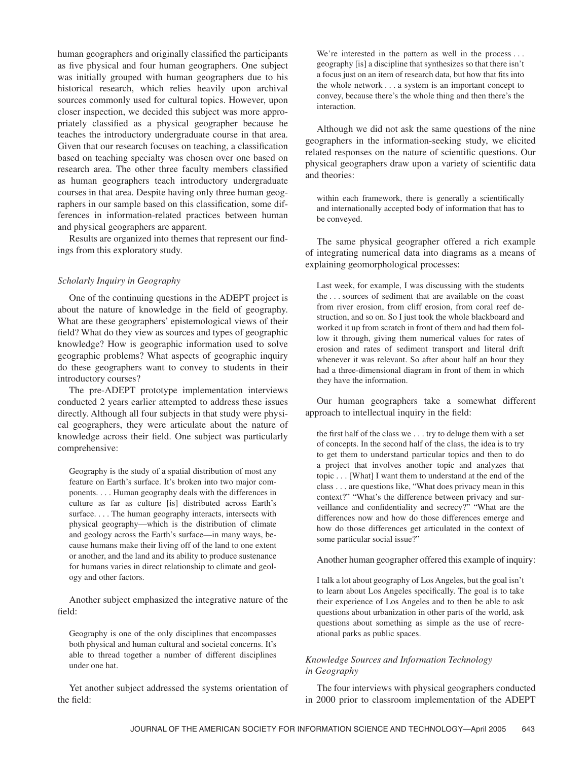human geographers and originally classified the participants as five physical and four human geographers. One subject was initially grouped with human geographers due to his historical research, which relies heavily upon archival sources commonly used for cultural topics. However, upon closer inspection, we decided this subject was more appropriately classified as a physical geographer because he teaches the introductory undergraduate course in that area. Given that our research focuses on teaching, a classification based on teaching specialty was chosen over one based on research area. The other three faculty members classified as human geographers teach introductory undergraduate courses in that area. Despite having only three human geographers in our sample based on this classification, some differences in information-related practices between human and physical geographers are apparent.

Results are organized into themes that represent our findings from this exploratory study.

### *Scholarly Inquiry in Geography*

One of the continuing questions in the ADEPT project is about the nature of knowledge in the field of geography. What are these geographers' epistemological views of their field? What do they view as sources and types of geographic knowledge? How is geographic information used to solve geographic problems? What aspects of geographic inquiry do these geographers want to convey to students in their introductory courses?

The pre-ADEPT prototype implementation interviews conducted 2 years earlier attempted to address these issues directly. Although all four subjects in that study were physical geographers, they were articulate about the nature of knowledge across their field. One subject was particularly comprehensive:

> Geography is the study of a spatial distribution of most any feature on Earth's surface. It's broken into two major components. . . . Human geography deals with the differences in culture as far as culture [is] distributed across Earth's surface. . . . The human geography interacts, intersects with physical geography—which is the distribution of climate and geology across the Earth's surface—in many ways, because humans make their living off of the land to one extent or another, and the land and its ability to produce sustenance for humans varies in direct relationship to climate and geology and other factors.

Another subject emphasized the integrative nature of the field:

> Geography is one of the only disciplines that encompasses both physical and human cultural and societal concerns. It's able to thread together a number of different disciplines under one hat.

Yet another subject addressed the systems orientation of the field:

> We're interested in the pattern as well in the process . . . geography [is] a discipline that synthesizes so that there isn't a focus just on an item of research data, but how that fits into the whole network . . . a system is an important concept to convey, because there's the whole thing and then there's the interaction.

Although we did not ask the same questions of the nine geographers in the information-seeking study, we elicited related responses on the nature of scientific questions. Our physical geographers draw upon a variety of scientific data and theories:

> within each framework, there is generally a scientifically and internationally accepted body of information that has to be conveyed.

The same physical geographer offered a rich example of integrating numerical data into diagrams as a means of explaining geomorphological processes:

> Last week, for example, I was discussing with the students the . . . sources of sediment that are available on the coast from river erosion, from cliff erosion, from coral reef destruction, and so on. So I just took the whole blackboard and worked it up from scratch in front of them and had them follow it through, giving them numerical values for rates of erosion and rates of sediment transport and literal drift whenever it was relevant. So after about half an hour they had a three-dimensional diagram in front of them in which they have the information.

Our human geographers take a somewhat different approach to intellectual inquiry in the field:

> the first half of the class we . . . try to deluge them with a set of concepts. In the second half of the class, the idea is to try to get them to understand particular topics and then to do a project that involves another topic and analyzes that topic . . . [What] I want them to understand at the end of the class . . . are questions like, "What does privacy mean in this context?" "What's the difference between privacy and surveillance and confidentiality and secrecy?" "What are the differences now and how do those differences emerge and how do those differences get articulated in the context of some particular social issue?"

Another human geographer offered this example of inquiry:

> I talk a lot about geography of Los Angeles, but the goal isn't to learn about Los Angeles specifically. The goal is to take their experience of Los Angeles and to then be able to ask questions about urbanization in other parts of the world, ask questions about something as simple as the use of recreational parks as public spaces.

### *Knowledge Sources and Information Technology in Geography*

The four interviews with physical geographers conducted in 2000 prior to classroom implementation of the ADEPT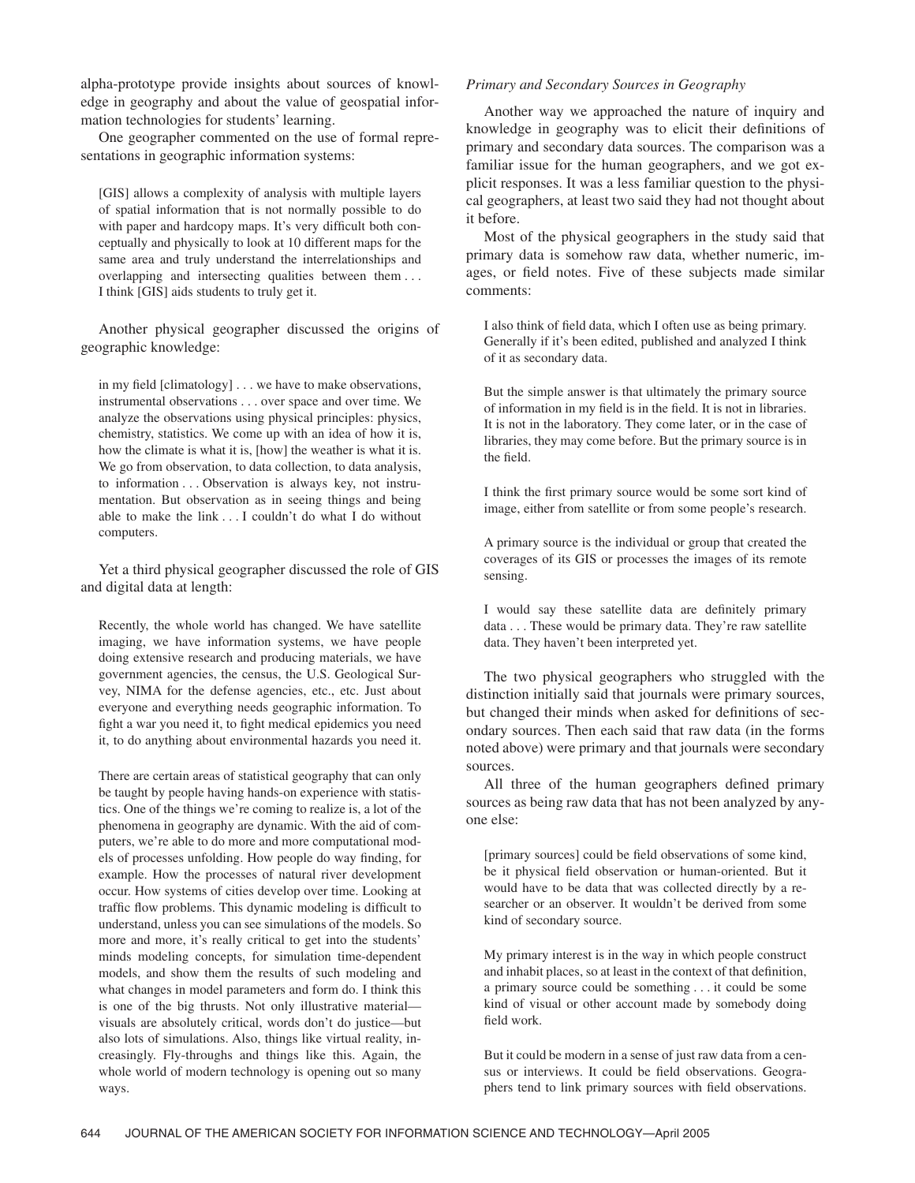alpha-prototype provide insights about sources of knowledge in geography and about the value of geospatial information technologies for students' learning.

One geographer commented on the use of formal representations in geographic information systems:

> [GIS] allows a complexity of analysis with multiple layers of spatial information that is not normally possible to do with paper and hardcopy maps. It's very difficult both conceptually and physically to look at 10 different maps for the same area and truly understand the interrelationships and overlapping and intersecting qualities between them . . . I think [GIS] aids students to truly get it.

Another physical geographer discussed the origins of geographic knowledge:

> in my field [climatology] . . . we have to make observations, instrumental observations . . . over space and over time. We analyze the observations using physical principles: physics, chemistry, statistics. We come up with an idea of how it is, how the climate is what it is, [how] the weather is what it is. We go from observation, to data collection, to data analysis, to information . . . Observation is always key, not instrumentation. But observation as in seeing things and being able to make the link . . . I couldn't do what I do without computers.

Yet a third physical geographer discussed the role of GIS and digital data at length:

> Recently, the whole world has changed. We have satellite imaging, we have information systems, we have people doing extensive research and producing materials, we have government agencies, the census, the U.S. Geological Survey, NIMA for the defense agencies, etc., etc. Just about everyone and everything needs geographic information. To fight a war you need it, to fight medical epidemics you need it, to do anything about environmental hazards you need it.

> There are certain areas of statistical geography that can only be taught by people having hands-on experience with statistics. One of the things we're coming to realize is, a lot of the phenomena in geography are dynamic. With the aid of computers, we're able to do more and more computational models of processes unfolding. How people do way finding, for example. How the processes of natural river development occur. How systems of cities develop over time. Looking at traffic flow problems. This dynamic modeling is difficult to understand, unless you can see simulations of the models. So more and more, it's really critical to get into the students' minds modeling concepts, for simulation time-dependent models, and show them the results of such modeling and what changes in model parameters and form do. I think this is one of the big thrusts. Not only illustrative material—visuals are absolutely critical, words don't do justice—but also lots of simulations. Also, things like virtual reality, increasingly. Fly-throughs and things like this. Again, the whole world of modern technology is opening out so many ways.

### *Primary and Secondary Sources in Geography*

Another way we approached the nature of inquiry and knowledge in geography was to elicit their definitions of primary and secondary data sources. The comparison was a familiar issue for the human geographers, and we got explicit responses. It was a less familiar question to the physical geographers, at least two said they had not thought about it before.

Most of the physical geographers in the study said that primary data is somehow raw data, whether numeric, images, or field notes. Five of these subjects made similar comments:

> I also think of field data, which I often use as being primary. Generally if it's been edited, published and analyzed I think of it as secondary data.

> But the simple answer is that ultimately the primary source of information in my field is in the field. It is not in libraries. It is not in the laboratory. They come later, or in the case of libraries, they may come before. But the primary source is in the field.

> I think the first primary source would be some sort kind of image, either from satellite or from some people's research.

> A primary source is the individual or group that created the coverages of its GIS or processes the images of its remote sensing.

> I would say these satellite data are definitely primary data . . . These would be primary data. They're raw satellite data. They haven't been interpreted yet.

The two physical geographers who struggled with the distinction initially said that journals were primary sources, but changed their minds when asked for definitions of secondary sources. Then each said that raw data (in the forms noted above) were primary and that journals were secondary sources.

All three of the human geographers defined primary sources as being raw data that has not been analyzed by anyone else:

> [primary sources] could be field observations of some kind, be it physical field observation or human-oriented. But it would have to be data that was collected directly by a researcher or an observer. It wouldn't be derived from some kind of secondary source.

> My primary interest is in the way in which people construct and inhabit places, so at least in the context of that definition, a primary source could be something . . . it could be some kind of visual or other account made by somebody doing field work.

> But it could be modern in a sense of just raw data from a census or interviews. It could be field observations. Geographers tend to link primary sources with field observations.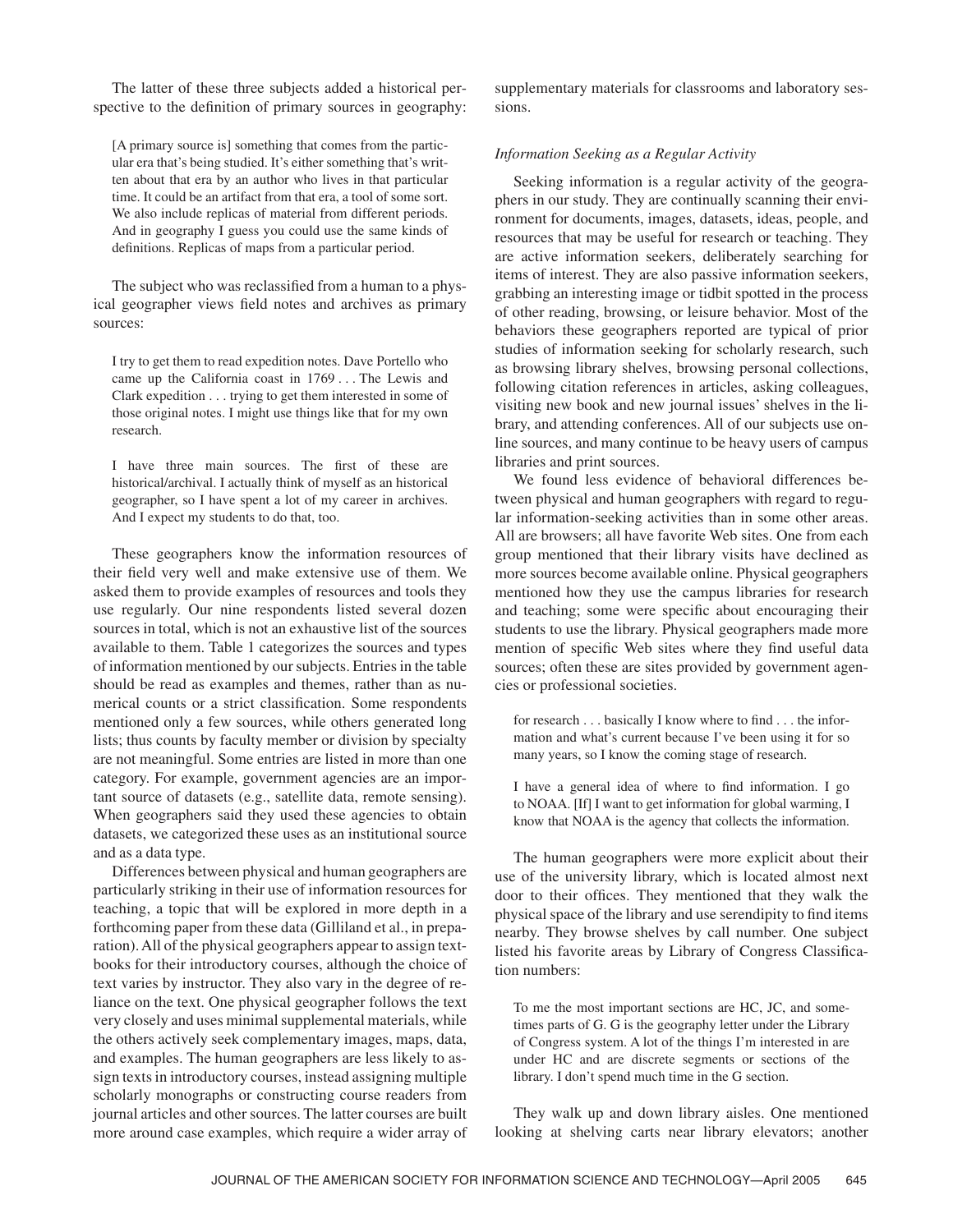The latter of these three subjects added a historical perspective to the definition of primary sources in geography:

> [A primary source is] something that comes from the particular era that's being studied. It's either something that's written about that era by an author who lives in that particular time. It could be an artifact from that era, a tool of some sort. We also include replicas of material from different periods. And in geography I guess you could use the same kinds of definitions. Replicas of maps from a particular period.

The subject who was reclassified from a human to a physical geographer views field notes and archives as primary sources:

> I try to get them to read expedition notes. Dave Portello who came up the California coast in 1769 . . . The Lewis and Clark expedition . . . trying to get them interested in some of those original notes. I might use things like that for my own research.

> I have three main sources. The first of these are historical/archival. I actually think of myself as an historical geographer, so I have spent a lot of my career in archives. And I expect my students to do that, too.

These geographers know the information resources of their field very well and make extensive use of them. We asked them to provide examples of resources and tools they use regularly. Our nine respondents listed several dozen sources in total, which is not an exhaustive list of the sources available to them. Table 1 categorizes the sources and types of information mentioned by our subjects. Entries in the table should be read as examples and themes, rather than as numerical counts or a strict classification. Some respondents mentioned only a few sources, while others generated long lists; thus counts by faculty member or division by specialty are not meaningful. Some entries are listed in more than one category. For example, government agencies are an important source of datasets (e.g., satellite data, remote sensing). When geographers said they used these agencies to obtain datasets, we categorized these uses as an institutional source and as a data type.

Differences between physical and human geographers are particularly striking in their use of information resources for teaching, a topic that will be explored in more depth in a forthcoming paper from these data (Gilliland et al., in preparation). All of the physical geographers appear to assign textbooks for their introductory courses, although the choice of text varies by instructor. They also vary in the degree of reliance on the text. One physical geographer follows the text very closely and uses minimal supplemental materials, while the others actively seek complementary images, maps, data, and examples. The human geographers are less likely to assign texts in introductory courses, instead assigning multiple scholarly monographs or constructing course readers from journal articles and other sources. The latter courses are built more around case examples, which require a wider array of supplementary materials for classrooms and laboratory sessions.

### *Information Seeking as a Regular Activity*

Seeking information is a regular activity of the geographers in our study. They are continually scanning their environment for documents, images, datasets, ideas, people, and resources that may be useful for research or teaching. They are active information seekers, deliberately searching for items of interest. They are also passive information seekers, grabbing an interesting image or tidbit spotted in the process of other reading, browsing, or leisure behavior. Most of the behaviors these geographers reported are typical of prior studies of information seeking for scholarly research, such as browsing library shelves, browsing personal collections, following citation references in articles, asking colleagues, visiting new book and new journal issues' shelves in the library, and attending conferences. All of our subjects use online sources, and many continue to be heavy users of campus libraries and print sources.

We found less evidence of behavioral differences between physical and human geographers with regard to regular information-seeking activities than in some other areas. All are browsers; all have favorite Web sites. One from each group mentioned that their library visits have declined as more sources become available online. Physical geographers mentioned how they use the campus libraries for research and teaching; some were specific about encouraging their students to use the library. Physical geographers made more mention of specific Web sites where they find useful data sources; often these are sites provided by government agencies or professional societies.

> for research . . . basically I know where to find . . . the information and what's current because I've been using it for so many years, so I know the coming stage of research.

> I have a general idea of where to find information. I go to NOAA. [If] I want to get information for global warming, I know that NOAA is the agency that collects the information.

The human geographers were more explicit about their use of the university library, which is located almost next door to their offices. They mentioned that they walk the physical space of the library and use serendipity to find items nearby. They browse shelves by call number. One subject listed his favorite areas by Library of Congress Classification numbers:

> To me the most important sections are HC, JC, and sometimes parts of G. G is the geography letter under the Library of Congress system. A lot of the things I'm interested in are under HC and are discrete segments or sections of the library. I don't spend much time in the G section.

They walk up and down library aisles. One mentioned looking at shelving carts near library elevators; another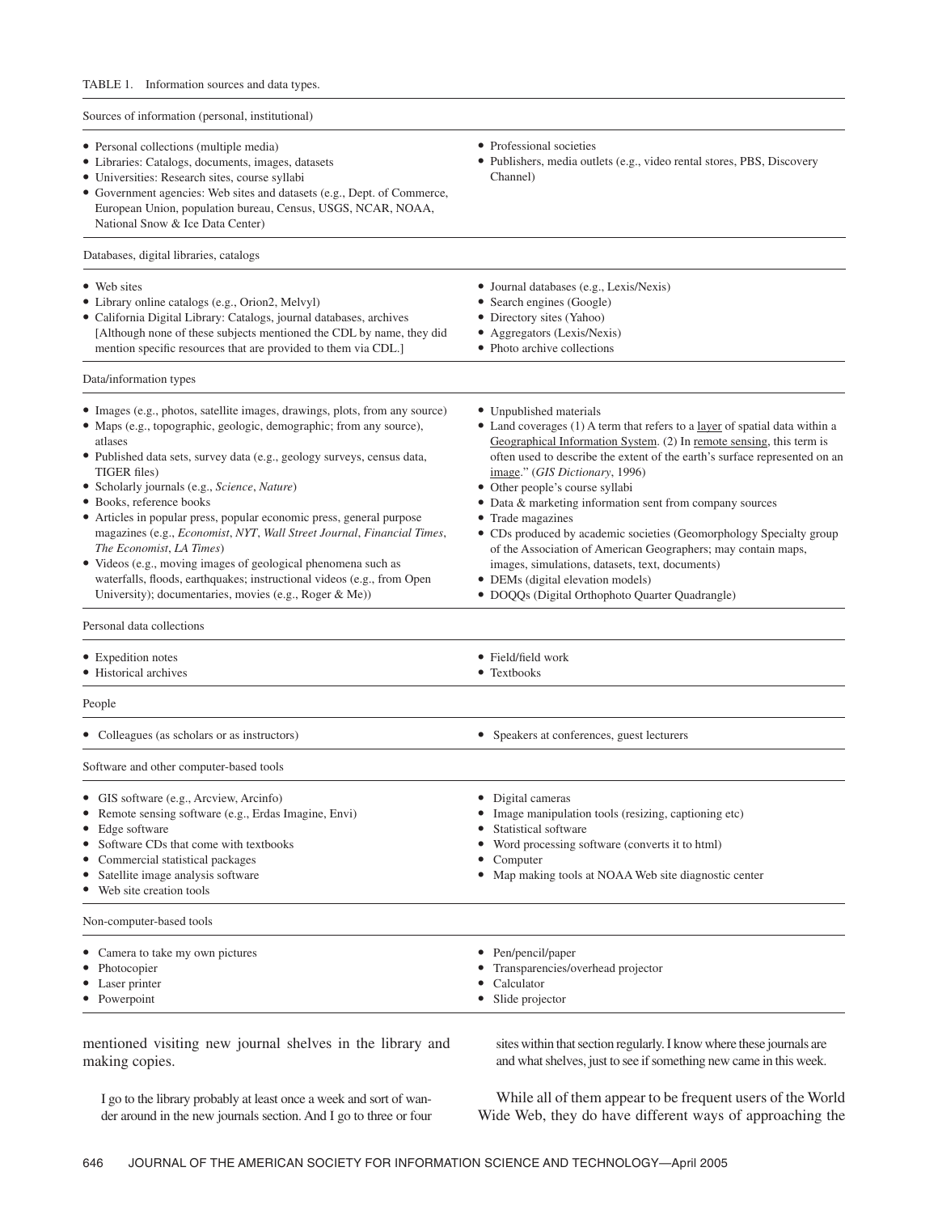TABLE 1. Information sources and data types.

| | |
|---|---|
| **Sources of information (personal, institutional)** | |
| • Personal collections (multiple media)<br>• Libraries: Catalogs, documents, images, datasets<br>• Universities: Research sites, course syllabi<br>• Government agencies: Web sites and datasets (e.g., Dept. of Commerce, European Union, population bureau, Census, USGS, NCAR, NOAA, National Snow & Ice Data Center) | • Professional societies<br>• Publishers, media outlets (e.g., video rental stores, PBS, Discovery Channel) |
| **Databases, digital libraries, catalogs** | |
| • Web sites<br>• Library online catalogs (e.g., Orion2, Melvyl)<br>• California Digital Library: Catalogs, journal databases, archives [Although none of these subjects mentioned the CDL by name, they did mention specific resources that are provided to them via CDL.] | • Journal databases (e.g., Lexis/Nexis)<br>• Search engines (Google)<br>• Directory sites (Yahoo)<br>• Aggregators (Lexis/Nexis)<br>• Photo archive collections |
| **Data/information types** | |
| • Images (e.g., photos, satellite images, drawings, plots, from any source)<br>• Maps (e.g., topographic, geologic, demographic; from any source), atlases<br>• Published data sets, survey data (e.g., geology surveys, census data, TIGER files)<br>• Scholarly journals (e.g., *Science*, *Nature*)<br>• Books, reference books<br>• Articles in popular press, popular economic press, general purpose magazines (e.g., *Economist*, *NYT*, *Wall Street Journal*, *Financial Times*, *The Economist*, *LA Times*)<br>• Videos (e.g., moving images of geological phenomena such as waterfalls, floods, earthquakes; instructional videos (e.g., from Open University); documentaries, movies (e.g., Roger & Me)) | • Unpublished materials<br>• Land coverages (1) A term that refers to a layer of spatial data within a Geographical Information System. (2) In remote sensing, this term is often used to describe the extent of the earth's surface represented on an image." (*GIS Dictionary*, 1996)<br>• Other people's course syllabi<br>• Data & marketing information sent from company sources<br>• Trade magazines<br>• CDs produced by academic societies (Geomorphology Specialty group of the Association of American Geographers; may contain maps, images, simulations, datasets, text, documents)<br>• DEMs (digital elevation models)<br>• DOQQs (Digital Orthophoto Quarter Quadrangle) |
| **Personal data collections** | |
| • Expedition notes<br>• Historical archives | • Field/field work<br>• Textbooks |
| **People** | |
| • Colleagues (as scholars or as instructors) | • Speakers at conferences, guest lecturers |
| **Software and other computer-based tools** | |
| • GIS software (e.g., Arcview, Arcinfo)<br>• Remote sensing software (e.g., Erdas Imagine, Envi)<br>• Edge software<br>• Software CDs that come with textbooks<br>• Commercial statistical packages<br>• Satellite image analysis software<br>• Web site creation tools | • Digital cameras<br>• Image manipulation tools (resizing, captioning etc)<br>• Statistical software<br>• Word processing software (converts it to html)<br>• Computer<br>• Map making tools at NOAA Web site diagnostic center |
| **Non-computer-based tools** | |
| • Camera to take my own pictures<br>• Photocopier<br>• Laser printer<br>• Powerpoint | • Pen/pencil/paper<br>• Transparencies/overhead projector<br>• Calculator<br>• Slide projector |

mentioned visiting new journal shelves in the library and making copies.

> I go to the library probably at least once a week and sort of wander around in the new journals section. And I go to three or four sites within that section regularly. I know where these journals are and what shelves, just to see if something new came in this week.

While all of them appear to be frequent users of the World Wide Web, they do have different ways of approaching the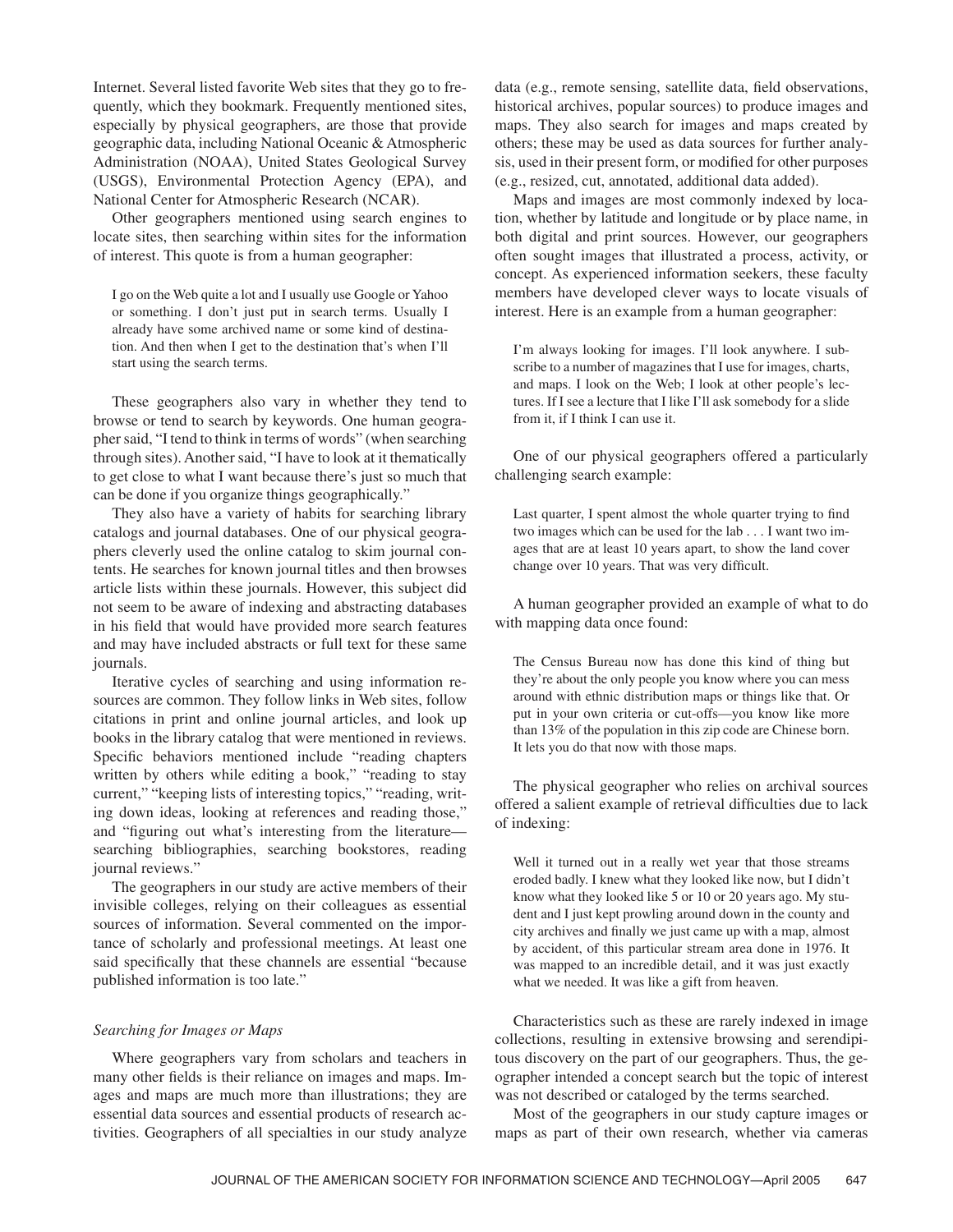Internet. Several listed favorite Web sites that they go to frequently, which they bookmark. Frequently mentioned sites, especially by physical geographers, are those that provide geographic data, including National Oceanic & Atmospheric Administration (NOAA), United States Geological Survey (USGS), Environmental Protection Agency (EPA), and National Center for Atmospheric Research (NCAR).

Other geographers mentioned using search engines to locate sites, then searching within sites for the information of interest. This quote is from a human geographer:

> I go on the Web quite a lot and I usually use Google or Yahoo or something. I don't just put in search terms. Usually I already have some archived name or some kind of destination. And then when I get to the destination that's when I'll start using the search terms.

These geographers also vary in whether they tend to browse or tend to search by keywords. One human geographer said, "I tend to think in terms of words" (when searching through sites). Another said, "I have to look at it thematically to get close to what I want because there's just so much that can be done if you organize things geographically."

They also have a variety of habits for searching library catalogs and journal databases. One of our physical geographers cleverly used the online catalog to skim journal contents. He searches for known journal titles and then browses article lists within these journals. However, this subject did not seem to be aware of indexing and abstracting databases in his field that would have provided more search features and may have included abstracts or full text for these same journals.

Iterative cycles of searching and using information resources are common. They follow links in Web sites, follow citations in print and online journal articles, and look up books in the library catalog that were mentioned in reviews. Specific behaviors mentioned include "reading chapters written by others while editing a book," "reading to stay current," "keeping lists of interesting topics," "reading, writing down ideas, looking at references and reading those," and "figuring out what's interesting from the literature—searching bibliographies, searching bookstores, reading journal reviews."

The geographers in our study are active members of their invisible colleges, relying on their colleagues as essential sources of information. Several commented on the importance of scholarly and professional meetings. At least one said specifically that these channels are essential "because published information is too late."

### *Searching for Images or Maps*

Where geographers vary from scholars and teachers in many other fields is their reliance on images and maps. Images and maps are much more than illustrations; they are essential data sources and essential products of research activities. Geographers of all specialties in our study analyze data (e.g., remote sensing, satellite data, field observations, historical archives, popular sources) to produce images and maps. They also search for images and maps created by others; these may be used as data sources for further analysis, used in their present form, or modified for other purposes (e.g., resized, cut, annotated, additional data added).

Maps and images are most commonly indexed by location, whether by latitude and longitude or by place name, in both digital and print sources. However, our geographers often sought images that illustrated a process, activity, or concept. As experienced information seekers, these faculty members have developed clever ways to locate visuals of interest. Here is an example from a human geographer:

> I'm always looking for images. I'll look anywhere. I subscribe to a number of magazines that I use for images, charts, and maps. I look on the Web; I look at other people's lectures. If I see a lecture that I like I'll ask somebody for a slide from it, if I think I can use it.

One of our physical geographers offered a particularly challenging search example:

> Last quarter, I spent almost the whole quarter trying to find two images which can be used for the lab . . . I want two images that are at least 10 years apart, to show the land cover change over 10 years. That was very difficult.

A human geographer provided an example of what to do with mapping data once found:

> The Census Bureau now has done this kind of thing but they're about the only people you know where you can mess around with ethnic distribution maps or things like that. Or put in your own criteria or cut-offs—you know like more than 13% of the population in this zip code are Chinese born. It lets you do that now with those maps.

The physical geographer who relies on archival sources offered a salient example of retrieval difficulties due to lack of indexing:

> Well it turned out in a really wet year that those streams eroded badly. I knew what they looked like now, but I didn't know what they looked like 5 or 10 or 20 years ago. My student and I just kept prowling around down in the county and city archives and finally we just came up with a map, almost by accident, of this particular stream area done in 1976. It was mapped to an incredible detail, and it was just exactly what we needed. It was like a gift from heaven.

Characteristics such as these are rarely indexed in image collections, resulting in extensive browsing and serendipitous discovery on the part of our geographers. Thus, the geographer intended a concept search but the topic of interest was not described or cataloged by the terms searched.

Most of the geographers in our study capture images or maps as part of their own research, whether via cameras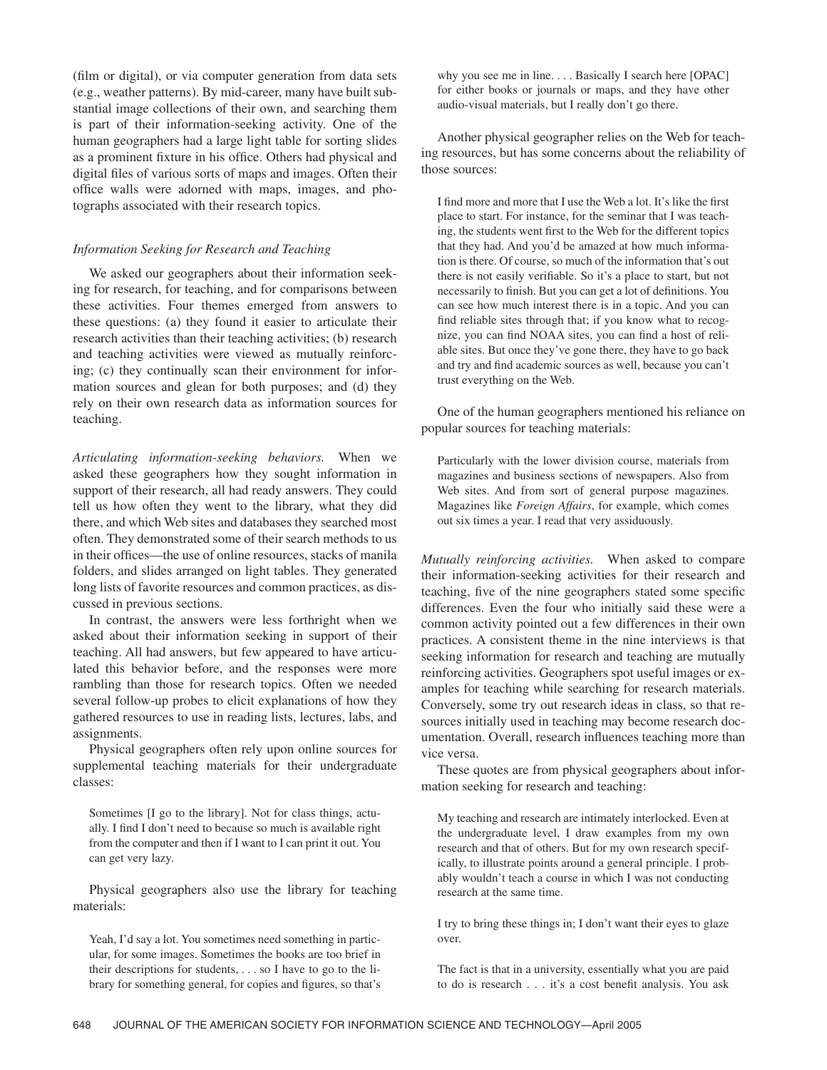(film or digital), or via computer generation from data sets (e.g., weather patterns). By mid-career, many have built substantial image collections of their own, and searching them is part of their information-seeking activity. One of the human geographers had a large light table for sorting slides as a prominent fixture in his office. Others had physical and digital files of various sorts of maps and images. Often their office walls were adorned with maps, images, and photographs associated with their research topics.

### *Information Seeking for Research and Teaching*

We asked our geographers about their information seeking for research, for teaching, and for comparisons between these activities. Four themes emerged from answers to these questions: (a) they found it easier to articulate their research activities than their teaching activities; (b) research and teaching activities were viewed as mutually reinforcing; (c) they continually scan their environment for information sources and glean for both purposes; and (d) they rely on their own research data as information sources for teaching.

*Articulating information-seeking behaviors.* When we asked these geographers how they sought information in support of their research, all had ready answers. They could tell us how often they went to the library, what they did there, and which Web sites and databases they searched most often. They demonstrated some of their search methods to us in their offices—the use of online resources, stacks of manila folders, and slides arranged on light tables. They generated long lists of favorite resources and common practices, as discussed in previous sections.

In contrast, the answers were less forthright when we asked about their information seeking in support of their teaching. All had answers, but few appeared to have articulated this behavior before, and the responses were more rambling than those for research topics. Often we needed several follow-up probes to elicit explanations of how they gathered resources to use in reading lists, lectures, labs, and assignments.

Physical geographers often rely upon online sources for supplemental teaching materials for their undergraduate classes:

> Sometimes [I go to the library]. Not for class things, actually. I find I don't need to because so much is available right from the computer and then if I want to I can print it out. You can get very lazy.

Physical geographers also use the library for teaching materials:

> Yeah, I'd say a lot. You sometimes need something in particular, for some images. Sometimes the books are too brief in their descriptions for students, . . . so I have to go to the library for something general, for copies and figures, so that's why you see me in line. . . . Basically I search here [OPAC] for either books or journals or maps, and they have other audio-visual materials, but I really don't go there.

Another physical geographer relies on the Web for teaching resources, but has some concerns about the reliability of those sources:

> I find more and more that I use the Web a lot. It's like the first place to start. For instance, for the seminar that I was teaching, the students went first to the Web for the different topics that they had. And you'd be amazed at how much information is there. Of course, so much of the information that's out there is not easily verifiable. So it's a place to start, but not necessarily to finish. But you can get a lot of definitions. You can see how much interest there is in a topic. And you can find reliable sites through that; if you know what to recognize, you can find NOAA sites, you can find a host of reliable sites. But once they've gone there, they have to go back and try and find academic sources as well, because you can't trust everything on the Web.

One of the human geographers mentioned his reliance on popular sources for teaching materials:

> Particularly with the lower division course, materials from magazines and business sections of newspapers. Also from Web sites. And from sort of general purpose magazines. Magazines like *Foreign Affairs*, for example, which comes out six times a year. I read that very assiduously.

*Mutually reinforcing activities.* When asked to compare their information-seeking activities for their research and teaching, five of the nine geographers stated some specific differences. Even the four who initially said these were a common activity pointed out a few differences in their own practices. A consistent theme in the nine interviews is that seeking information for research and teaching are mutually reinforcing activities. Geographers spot useful images or examples for teaching while searching for research materials. Conversely, some try out research ideas in class, so that resources initially used in teaching may become research documentation. Overall, research influences teaching more than vice versa.

These quotes are from physical geographers about information seeking for research and teaching:

> My teaching and research are intimately interlocked. Even at the undergraduate level, I draw examples from my own research and that of others. But for my own research specifically, to illustrate points around a general principle. I probably wouldn't teach a course in which I was not conducting research at the same time.

> I try to bring these things in; I don't want their eyes to glaze over.

> The fact is that in a university, essentially what you are paid to do is research . . . it's a cost benefit analysis. You ask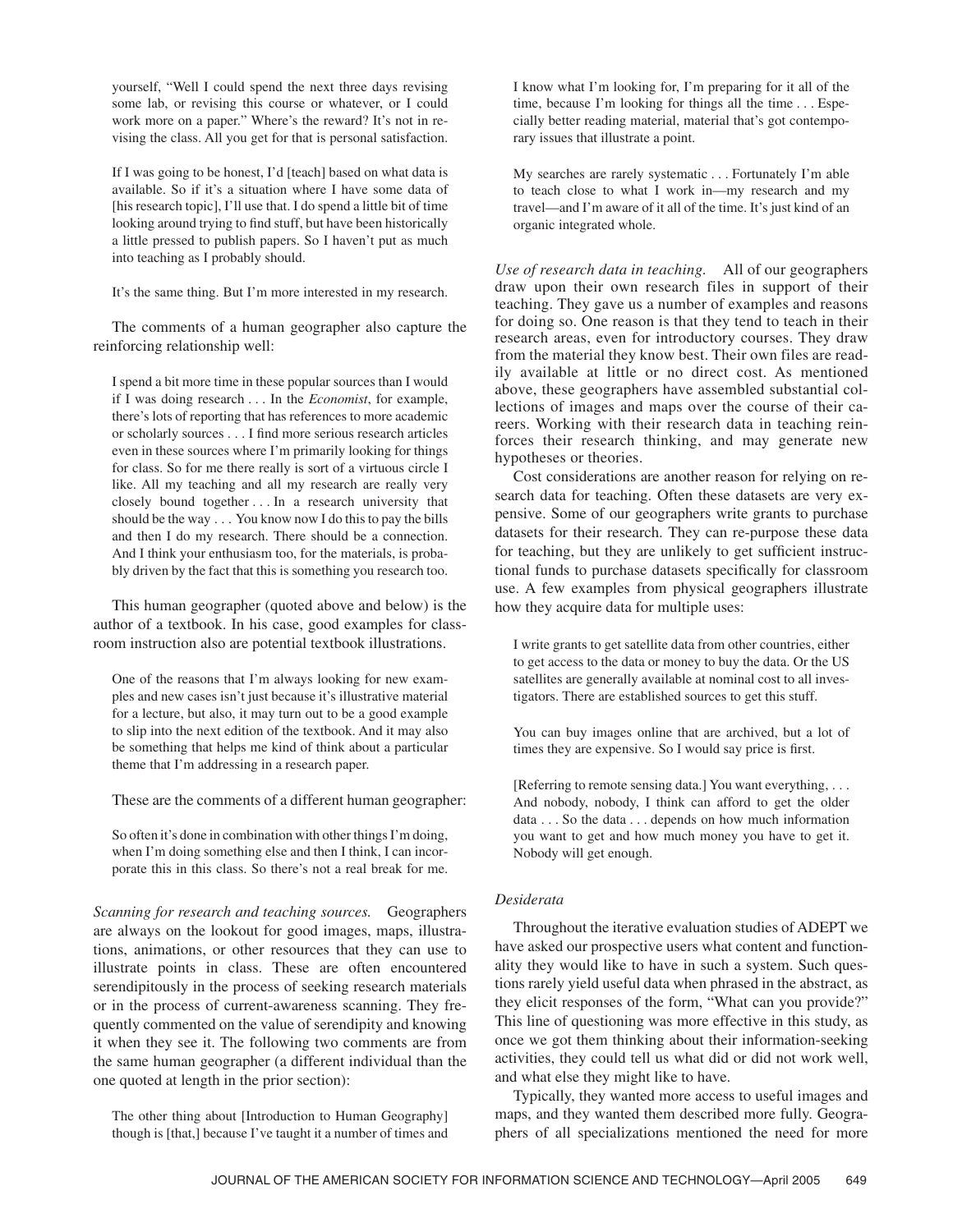> yourself, "Well I could spend the next three days revising some lab, or revising this course or whatever, or I could work more on a paper." Where's the reward? It's not in revising the class. All you get for that is personal satisfaction.

> If I was going to be honest, I'd [teach] based on what data is available. So if it's a situation where I have some data of [his research topic], I'll use that. I do spend a little bit of time looking around trying to find stuff, but have been historically a little pressed to publish papers. So I haven't put as much into teaching as I probably should.

> It's the same thing. But I'm more interested in my research.

The comments of a human geographer also capture the reinforcing relationship well:

> I spend a bit more time in these popular sources than I would if I was doing research . . . In the *Economist*, for example, there's lots of reporting that has references to more academic or scholarly sources . . . I find more serious research articles even in these sources where I'm primarily looking for things for class. So for me there really is sort of a virtuous circle I like. All my teaching and all my research are really very closely bound together . . . In a research university that should be the way . . . You know now I do this to pay the bills and then I do my research. There should be a connection. And I think your enthusiasm too, for the materials, is probably driven by the fact that this is something you research too.

This human geographer (quoted above and below) is the author of a textbook. In his case, good examples for classroom instruction also are potential textbook illustrations.

> One of the reasons that I'm always looking for new examples and new cases isn't just because it's illustrative material for a lecture, but also, it may turn out to be a good example to slip into the next edition of the textbook. And it may also be something that helps me kind of think about a particular theme that I'm addressing in a research paper.

These are the comments of a different human geographer:

> So often it's done in combination with other things I'm doing, when I'm doing something else and then I think, I can incorporate this in this class. So there's not a real break for me.

*Scanning for research and teaching sources.* Geographers are always on the lookout for good images, maps, illustrations, animations, or other resources that they can use to illustrate points in class. These are often encountered serendipitously in the process of seeking research materials or in the process of current-awareness scanning. They frequently commented on the value of serendipity and knowing it when they see it. The following two comments are from the same human geographer (a different individual than the one quoted at length in the prior section):

> The other thing about [Introduction to Human Geography] though is [that,] because I've taught it a number of times and I know what I'm looking for, I'm preparing for it all of the time, because I'm looking for things all the time . . . Especially better reading material, material that's got contemporary issues that illustrate a point.

> My searches are rarely systematic . . . Fortunately I'm able to teach close to what I work in—my research and my travel—and I'm aware of it all of the time. It's just kind of an organic integrated whole.

*Use of research data in teaching.* All of our geographers draw upon their own research files in support of their teaching. They gave us a number of examples and reasons for doing so. One reason is that they tend to teach in their research areas, even for introductory courses. They draw from the material they know best. Their own files are readily available at little or no direct cost. As mentioned above, these geographers have assembled substantial collections of images and maps over the course of their careers. Working with their research data in teaching reinforces their research thinking, and may generate new hypotheses or theories.

Cost considerations are another reason for relying on research data for teaching. Often these datasets are very expensive. Some of our geographers write grants to purchase datasets for their research. They can re-purpose these data for teaching, but they are unlikely to get sufficient instructional funds to purchase datasets specifically for classroom use. A few examples from physical geographers illustrate how they acquire data for multiple uses:

> I write grants to get satellite data from other countries, either to get access to the data or money to buy the data. Or the US satellites are generally available at nominal cost to all investigators. There are established sources to get this stuff.

> You can buy images online that are archived, but a lot of times they are expensive. So I would say price is first.

> [Referring to remote sensing data.] You want everything, . . . And nobody, nobody, I think can afford to get the older data . . . So the data . . . depends on how much information you want to get and how much money you have to get it. Nobody will get enough.

### *Desiderata*

Throughout the iterative evaluation studies of ADEPT we have asked our prospective users what content and functionality they would like to have in such a system. Such questions rarely yield useful data when phrased in the abstract, as they elicit responses of the form, "What can you provide?" This line of questioning was more effective in this study, as once we got them thinking about their information-seeking activities, they could tell us what did or did not work well, and what else they might like to have.

Typically, they wanted more access to useful images and maps, and they wanted them described more fully. Geographers of all specializations mentioned the need for more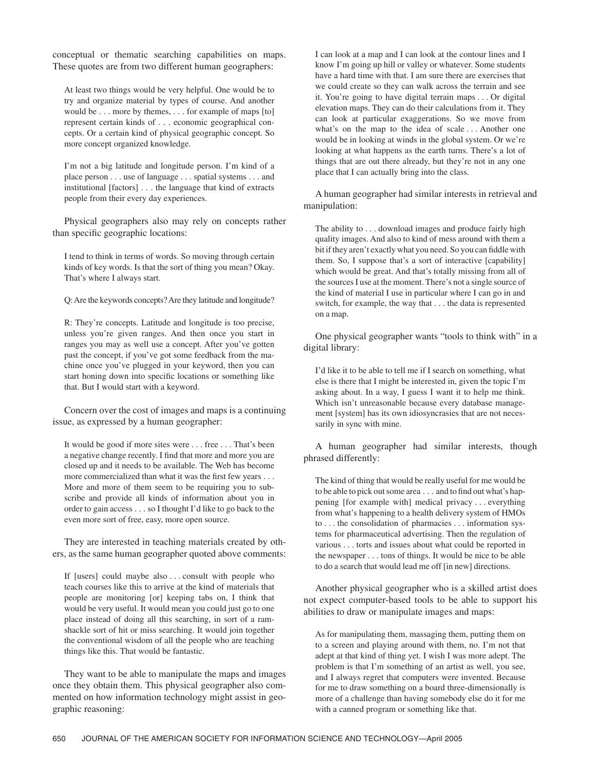conceptual or thematic searching capabilities on maps. These quotes are from two different human geographers:

> At least two things would be very helpful. One would be to try and organize material by types of course. And another would be . . . more by themes, . . . for example of maps [to] represent certain kinds of . . . economic geographical concepts. Or a certain kind of physical geographic concept. So more concept organized knowledge.

> I'm not a big latitude and longitude person. I'm kind of a place person . . . use of language . . . spatial systems . . . and institutional [factors] . . . the language that kind of extracts people from their every day experiences.

Physical geographers also may rely on concepts rather than specific geographic locations:

> I tend to think in terms of words. So moving through certain kinds of key words. Is that the sort of thing you mean? Okay. That's where I always start.
>
> Q: Are the keywords concepts? Are they latitude and longitude?
>
> R: They're concepts. Latitude and longitude is too precise, unless you're given ranges. And then once you start in ranges you may as well use a concept. After you've gotten past the concept, if you've got some feedback from the machine once you've plugged in your keyword, then you can start honing down into specific locations or something like that. But I would start with a keyword.

Concern over the cost of images and maps is a continuing issue, as expressed by a human geographer:

> It would be good if more sites were . . . free . . . That's been a negative change recently. I find that more and more you are closed up and it needs to be available. The Web has become more commercialized than what it was the first few years . . . More and more of them seem to be requiring you to subscribe and provide all kinds of information about you in order to gain access . . . so I thought I'd like to go back to the even more sort of free, easy, more open source.

They are interested in teaching materials created by others, as the same human geographer quoted above comments:

> If [users] could maybe also . . . consult with people who teach courses like this to arrive at the kind of materials that people are monitoring [or] keeping tabs on, I think that would be very useful. It would mean you could just go to one place instead of doing all this searching, in sort of a ramshackle sort of hit or miss searching. It would join together the conventional wisdom of all the people who are teaching things like this. That would be fantastic.

They want to be able to manipulate the maps and images once they obtain them. This physical geographer also commented on how information technology might assist in geographic reasoning:

> I can look at a map and I can look at the contour lines and I know I'm going up hill or valley or whatever. Some students have a hard time with that. I am sure there are exercises that we could create so they can walk across the terrain and see it. You're going to have digital terrain maps . . . Or digital elevation maps. They can do their calculations from it. They can look at particular exaggerations. So we move from what's on the map to the idea of scale . . . Another one would be in looking at winds in the global system. Or we're looking at what happens as the earth turns. There's a lot of things that are out there already, but they're not in any one place that I can actually bring into the class.

A human geographer had similar interests in retrieval and manipulation:

> The ability to . . . download images and produce fairly high quality images. And also to kind of mess around with them a bit if they aren't exactly what you need. So you can fiddle with them. So, I suppose that's a sort of interactive [capability] which would be great. And that's totally missing from all of the sources I use at the moment. There's not a single source of the kind of material I use in particular where I can go in and switch, for example, the way that . . . the data is represented on a map.

One physical geographer wants "tools to think with" in a digital library:

> I'd like it to be able to tell me if I search on something, what else is there that I might be interested in, given the topic I'm asking about. In a way, I guess I want it to help me think. Which isn't unreasonable because every database management [system] has its own idiosyncrasies that are not necessarily in sync with mine.

A human geographer had similar interests, though phrased differently:

> The kind of thing that would be really useful for me would be to be able to pick out some area . . . and to find out what's happening [for example with] medical privacy . . . everything from what's happening to a health delivery system of HMOs to . . . the consolidation of pharmacies . . . information systems for pharmaceutical advertising. Then the regulation of various . . . torts and issues about what could be reported in the newspaper . . . tons of things. It would be nice to be able to do a search that would lead me off [in new] directions.

Another physical geographer who is a skilled artist does not expect computer-based tools to be able to support his abilities to draw or manipulate images and maps:

> As for manipulating them, massaging them, putting them on to a screen and playing around with them, no. I'm not that adept at that kind of thing yet. I wish I was more adept. The problem is that I'm something of an artist as well, you see, and I always regret that computers were invented. Because for me to draw something on a board three-dimensionally is more of a challenge than having somebody else do it for me with a canned program or something like that.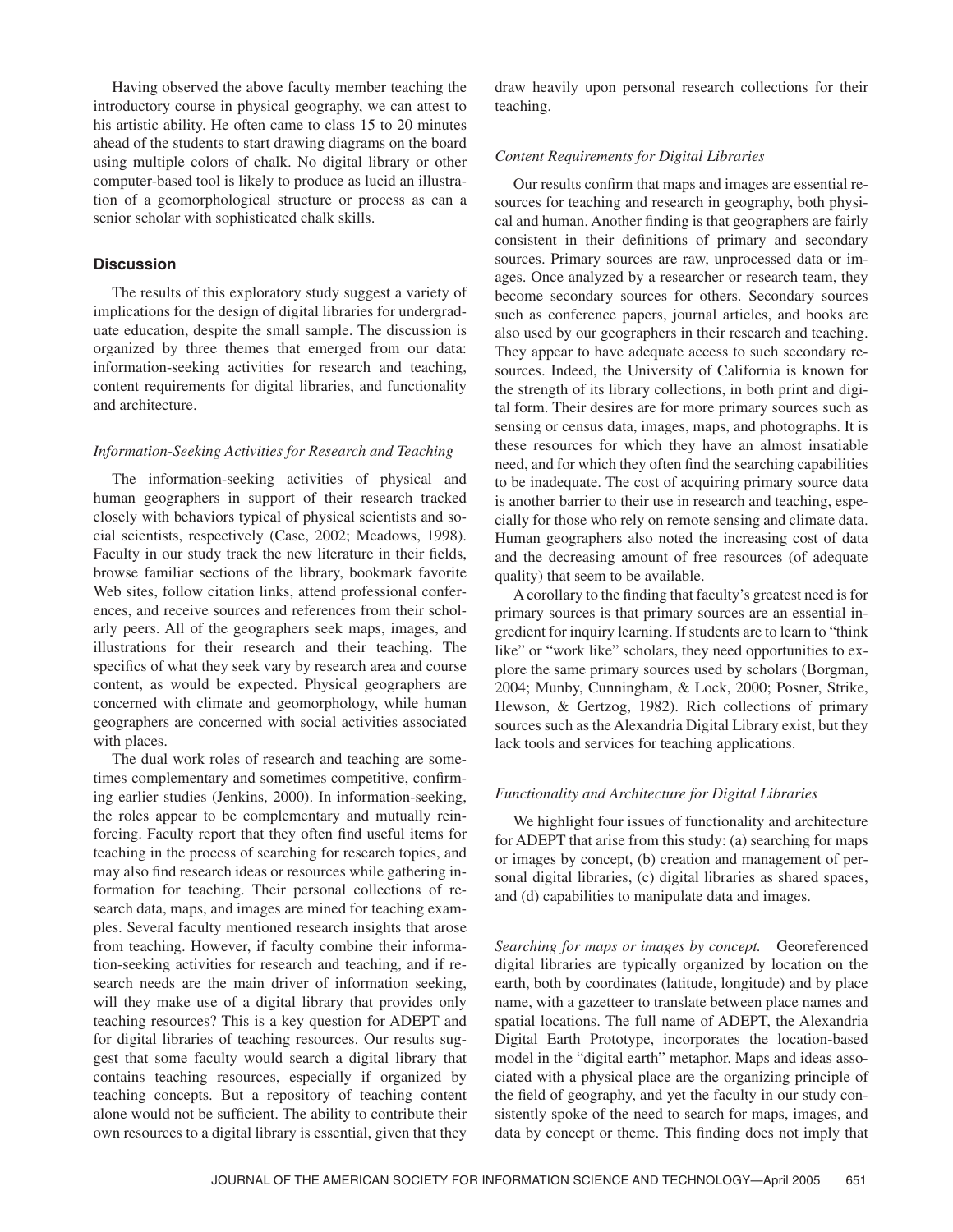Having observed the above faculty member teaching the introductory course in physical geography, we can attest to his artistic ability. He often came to class 15 to 20 minutes ahead of the students to start drawing diagrams on the board using multiple colors of chalk. No digital library or other computer-based tool is likely to produce as lucid an illustration of a geomorphological structure or process as can a senior scholar with sophisticated chalk skills.

## Discussion

The results of this exploratory study suggest a variety of implications for the design of digital libraries for undergraduate education, despite the small sample. The discussion is organized by three themes that emerged from our data: information-seeking activities for research and teaching, content requirements for digital libraries, and functionality and architecture.

### *Information-Seeking Activities for Research and Teaching*

The information-seeking activities of physical and human geographers in support of their research tracked closely with behaviors typical of physical scientists and social scientists, respectively (Case, 2002; Meadows, 1998). Faculty in our study track the new literature in their fields, browse familiar sections of the library, bookmark favorite Web sites, follow citation links, attend professional conferences, and receive sources and references from their scholarly peers. All of the geographers seek maps, images, and illustrations for their research and their teaching. The specifics of what they seek vary by research area and course content, as would be expected. Physical geographers are concerned with climate and geomorphology, while human geographers are concerned with social activities associated with places.

The dual work roles of research and teaching are sometimes complementary and sometimes competitive, confirming earlier studies (Jenkins, 2000). In information-seeking, the roles appear to be complementary and mutually reinforcing. Faculty report that they often find useful items for teaching in the process of searching for research topics, and may also find research ideas or resources while gathering information for teaching. Their personal collections of research data, maps, and images are mined for teaching examples. Several faculty mentioned research insights that arose from teaching. However, if faculty combine their information-seeking activities for research and teaching, and if research needs are the main driver of information seeking, will they make use of a digital library that provides only teaching resources? This is a key question for ADEPT and for digital libraries of teaching resources. Our results suggest that some faculty would search a digital library that contains teaching resources, especially if organized by teaching concepts. But a repository of teaching content alone would not be sufficient. The ability to contribute their own resources to a digital library is essential, given that they draw heavily upon personal research collections for their teaching.

### *Content Requirements for Digital Libraries*

Our results confirm that maps and images are essential resources for teaching and research in geography, both physical and human. Another finding is that geographers are fairly consistent in their definitions of primary and secondary sources. Primary sources are raw, unprocessed data or images. Once analyzed by a researcher or research team, they become secondary sources for others. Secondary sources such as conference papers, journal articles, and books are also used by our geographers in their research and teaching. They appear to have adequate access to such secondary resources. Indeed, the University of California is known for the strength of its library collections, in both print and digital form. Their desires are for more primary sources such as sensing or census data, images, maps, and photographs. It is these resources for which they have an almost insatiable need, and for which they often find the searching capabilities to be inadequate. The cost of acquiring primary source data is another barrier to their use in research and teaching, especially for those who rely on remote sensing and climate data. Human geographers also noted the increasing cost of data and the decreasing amount of free resources (of adequate quality) that seem to be available.

A corollary to the finding that faculty's greatest need is for primary sources is that primary sources are an essential ingredient for inquiry learning. If students are to learn to "think like" or "work like" scholars, they need opportunities to explore the same primary sources used by scholars (Borgman, 2004; Munby, Cunningham, & Lock, 2000; Posner, Strike, Hewson, & Gertzog, 1982). Rich collections of primary sources such as the Alexandria Digital Library exist, but they lack tools and services for teaching applications.

### *Functionality and Architecture for Digital Libraries*

We highlight four issues of functionality and architecture for ADEPT that arise from this study: (a) searching for maps or images by concept, (b) creation and management of personal digital libraries, (c) digital libraries as shared spaces, and (d) capabilities to manipulate data and images.

*Searching for maps or images by concept.* Georeferenced digital libraries are typically organized by location on the earth, both by coordinates (latitude, longitude) and by place name, with a gazetteer to translate between place names and spatial locations. The full name of ADEPT, the Alexandria Digital Earth Prototype, incorporates the location-based model in the "digital earth" metaphor. Maps and ideas associated with a physical place are the organizing principle of the field of geography, and yet the faculty in our study consistently spoke of the need to search for maps, images, and data by concept or theme. This finding does not imply that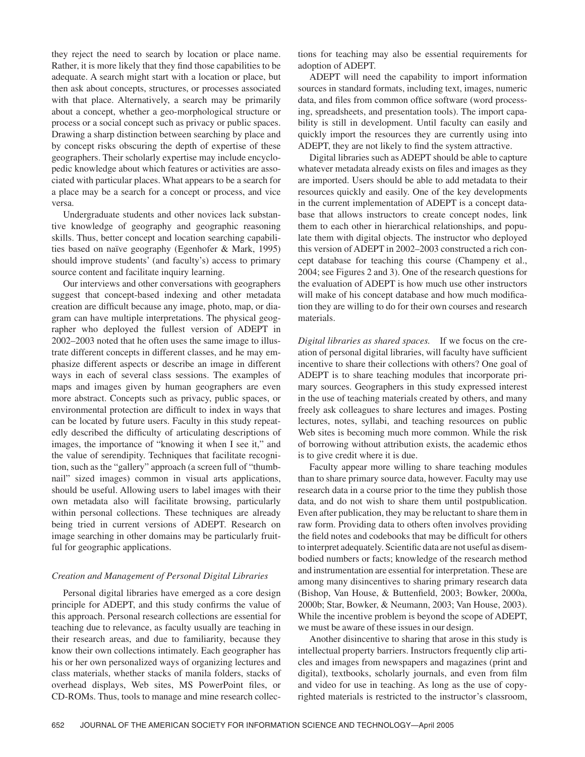they reject the need to search by location or place name. Rather, it is more likely that they find those capabilities to be adequate. A search might start with a location or place, but then ask about concepts, structures, or processes associated with that place. Alternatively, a search may be primarily about a concept, whether a geo-morphological structure or process or a social concept such as privacy or public spaces. Drawing a sharp distinction between searching by place and by concept risks obscuring the depth of expertise of these geographers. Their scholarly expertise may include encyclopedic knowledge about which features or activities are associated with particular places. What appears to be a search for a place may be a search for a concept or process, and vice versa.

Undergraduate students and other novices lack substantive knowledge of geography and geographic reasoning skills. Thus, better concept and location searching capabilities based on naïve geography (Egenhofer & Mark, 1995) should improve students' (and faculty's) access to primary source content and facilitate inquiry learning.

Our interviews and other conversations with geographers suggest that concept-based indexing and other metadata creation are difficult because any image, photo, map, or diagram can have multiple interpretations. The physical geographer who deployed the fullest version of ADEPT in 2002–2003 noted that he often uses the same image to illustrate different concepts in different classes, and he may emphasize different aspects or describe an image in different ways in each of several class sessions. The examples of maps and images given by human geographers are even more abstract. Concepts such as privacy, public spaces, or environmental protection are difficult to index in ways that can be located by future users. Faculty in this study repeatedly described the difficulty of articulating descriptions of images, the importance of "knowing it when I see it," and the value of serendipity. Techniques that facilitate recognition, such as the "gallery" approach (a screen full of "thumbnail" sized images) common in visual arts applications, should be useful. Allowing users to label images with their own metadata also will facilitate browsing, particularly within personal collections. These techniques are already being tried in current versions of ADEPT. Research on image searching in other domains may be particularly fruitful for geographic applications.

### *Creation and Management of Personal Digital Libraries*

Personal digital libraries have emerged as a core design principle for ADEPT, and this study confirms the value of this approach. Personal research collections are essential for teaching due to relevance, as faculty usually are teaching in their research areas, and due to familiarity, because they know their own collections intimately. Each geographer has his or her own personalized ways of organizing lectures and class materials, whether stacks of manila folders, stacks of overhead displays, Web sites, MS PowerPoint files, or CD-ROMs. Thus, tools to manage and mine research collections for teaching may also be essential requirements for adoption of ADEPT.

ADEPT will need the capability to import information sources in standard formats, including text, images, numeric data, and files from common office software (word processing, spreadsheets, and presentation tools). The import capability is still in development. Until faculty can easily and quickly import the resources they are currently using into ADEPT, they are not likely to find the system attractive.

Digital libraries such as ADEPT should be able to capture whatever metadata already exists on files and images as they are imported. Users should be able to add metadata to their resources quickly and easily. One of the key developments in the current implementation of ADEPT is a concept database that allows instructors to create concept nodes, link them to each other in hierarchical relationships, and populate them with digital objects. The instructor who deployed this version of ADEPT in 2002–2003 constructed a rich concept database for teaching this course (Champeny et al., 2004; see Figures 2 and 3). One of the research questions for the evaluation of ADEPT is how much use other instructors will make of his concept database and how much modification they are willing to do for their own courses and research materials.

*Digital libraries as shared spaces.* If we focus on the creation of personal digital libraries, will faculty have sufficient incentive to share their collections with others? One goal of ADEPT is to share teaching modules that incorporate primary sources. Geographers in this study expressed interest in the use of teaching materials created by others, and many freely ask colleagues to share lectures and images. Posting lectures, notes, syllabi, and teaching resources on public Web sites is becoming much more common. While the risk of borrowing without attribution exists, the academic ethos is to give credit where it is due.

Faculty appear more willing to share teaching modules than to share primary source data, however. Faculty may use research data in a course prior to the time they publish those data, and do not wish to share them until postpublication. Even after publication, they may be reluctant to share them in raw form. Providing data to others often involves providing the field notes and codebooks that may be difficult for others to interpret adequately. Scientific data are not useful as disembodied numbers or facts; knowledge of the research method and instrumentation are essential for interpretation. These are among many disincentives to sharing primary research data (Bishop, Van House, & Buttenfield, 2003; Bowker, 2000a, 2000b; Star, Bowker, & Neumann, 2003; Van House, 2003). While the incentive problem is beyond the scope of ADEPT, we must be aware of these issues in our design.

Another disincentive to sharing that arose in this study is intellectual property barriers. Instructors frequently clip articles and images from newspapers and magazines (print and digital), textbooks, scholarly journals, and even from film and video for use in teaching. As long as the use of copyrighted materials is restricted to the instructor's classroom,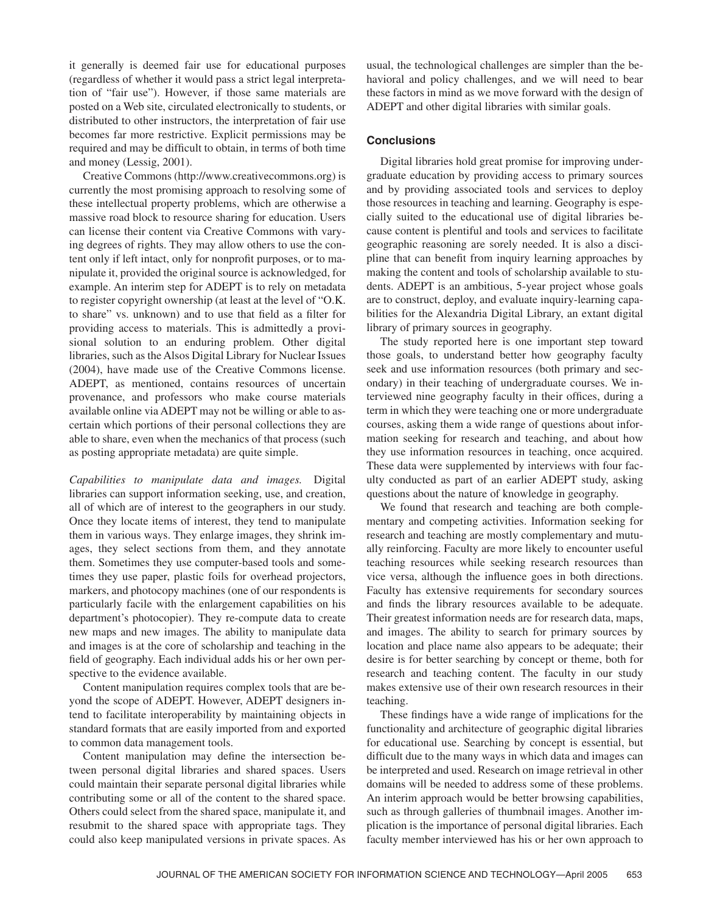it generally is deemed fair use for educational purposes (regardless of whether it would pass a strict legal interpretation of "fair use"). However, if those same materials are posted on a Web site, circulated electronically to students, or distributed to other instructors, the interpretation of fair use becomes far more restrictive. Explicit permissions may be required and may be difficult to obtain, in terms of both time and money (Lessig, 2001).

Creative Commons (http://www.creativecommons.org) is currently the most promising approach to resolving some of these intellectual property problems, which are otherwise a massive road block to resource sharing for education. Users can license their content via Creative Commons with varying degrees of rights. They may allow others to use the content only if left intact, only for nonprofit purposes, or to manipulate it, provided the original source is acknowledged, for example. An interim step for ADEPT is to rely on metadata to register copyright ownership (at least at the level of "O.K. to share" vs. unknown) and to use that field as a filter for providing access to materials. This is admittedly a provisional solution to an enduring problem. Other digital libraries, such as the Alsos Digital Library for Nuclear Issues (2004), have made use of the Creative Commons license. ADEPT, as mentioned, contains resources of uncertain provenance, and professors who make course materials available online via ADEPT may not be willing or able to ascertain which portions of their personal collections they are able to share, even when the mechanics of that process (such as posting appropriate metadata) are quite simple.

*Capabilities to manipulate data and images.* Digital libraries can support information seeking, use, and creation, all of which are of interest to the geographers in our study. Once they locate items of interest, they tend to manipulate them in various ways. They enlarge images, they shrink images, they select sections from them, and they annotate them. Sometimes they use computer-based tools and sometimes they use paper, plastic foils for overhead projectors, markers, and photocopy machines (one of our respondents is particularly facile with the enlargement capabilities on his department's photocopier). They re-compute data to create new maps and new images. The ability to manipulate data and images is at the core of scholarship and teaching in the field of geography. Each individual adds his or her own perspective to the evidence available.

Content manipulation requires complex tools that are beyond the scope of ADEPT. However, ADEPT designers intend to facilitate interoperability by maintaining objects in standard formats that are easily imported from and exported to common data management tools.

Content manipulation may define the intersection between personal digital libraries and shared spaces. Users could maintain their separate personal digital libraries while contributing some or all of the content to the shared space. Others could select from the shared space, manipulate it, and resubmit to the shared space with appropriate tags. They could also keep manipulated versions in private spaces. As usual, the technological challenges are simpler than the behavioral and policy challenges, and we will need to bear these factors in mind as we move forward with the design of ADEPT and other digital libraries with similar goals.

## Conclusions

Digital libraries hold great promise for improving undergraduate education by providing access to primary sources and by providing associated tools and services to deploy those resources in teaching and learning. Geography is especially suited to the educational use of digital libraries because content is plentiful and tools and services to facilitate geographic reasoning are sorely needed. It is also a discipline that can benefit from inquiry learning approaches by making the content and tools of scholarship available to students. ADEPT is an ambitious, 5-year project whose goals are to construct, deploy, and evaluate inquiry-learning capabilities for the Alexandria Digital Library, an extant digital library of primary sources in geography.

The study reported here is one important step toward those goals, to understand better how geography faculty seek and use information resources (both primary and secondary) in their teaching of undergraduate courses. We interviewed nine geography faculty in their offices, during a term in which they were teaching one or more undergraduate courses, asking them a wide range of questions about information seeking for research and teaching, and about how they use information resources in teaching, once acquired. These data were supplemented by interviews with four faculty conducted as part of an earlier ADEPT study, asking questions about the nature of knowledge in geography.

We found that research and teaching are both complementary and competing activities. Information seeking for research and teaching are mostly complementary and mutually reinforcing. Faculty are more likely to encounter useful teaching resources while seeking research resources than vice versa, although the influence goes in both directions. Faculty has extensive requirements for secondary sources and finds the library resources available to be adequate. Their greatest information needs are for research data, maps, and images. The ability to search for primary sources by location and place name also appears to be adequate; their desire is for better searching by concept or theme, both for research and teaching content. The faculty in our study makes extensive use of their own research resources in their teaching.

These findings have a wide range of implications for the functionality and architecture of geographic digital libraries for educational use. Searching by concept is essential, but difficult due to the many ways in which data and images can be interpreted and used. Research on image retrieval in other domains will be needed to address some of these problems. An interim approach would be better browsing capabilities, such as through galleries of thumbnail images. Another implication is the importance of personal digital libraries. Each faculty member interviewed has his or her own approach to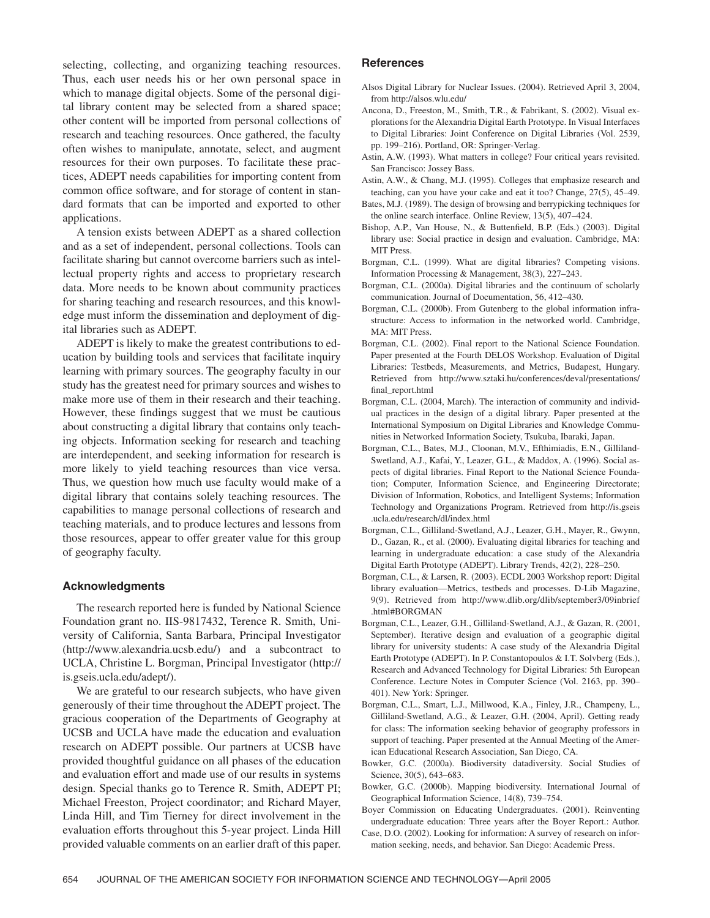selecting, collecting, and organizing teaching resources. Thus, each user needs his or her own personal space in which to manage digital objects. Some of the personal digital library content may be selected from a shared space; other content will be imported from personal collections of research and teaching resources. Once gathered, the faculty often wishes to manipulate, annotate, select, and augment resources for their own purposes. To facilitate these practices, ADEPT needs capabilities for importing content from common office software, and for storage of content in standard formats that can be imported and exported to other applications.

A tension exists between ADEPT as a shared collection and as a set of independent, personal collections. Tools can facilitate sharing but cannot overcome barriers such as intellectual property rights and access to proprietary research data. More needs to be known about community practices for sharing teaching and research resources, and this knowledge must inform the dissemination and deployment of digital libraries such as ADEPT.

ADEPT is likely to make the greatest contributions to education by building tools and services that facilitate inquiry learning with primary sources. The geography faculty in our study has the greatest need for primary sources and wishes to make more use of them in their research and their teaching. However, these findings suggest that we must be cautious about constructing a digital library that contains only teaching objects. Information seeking for research and teaching are interdependent, and seeking information for research is more likely to yield teaching resources than vice versa. Thus, we question how much use faculty would make of a digital library that contains solely teaching resources. The capabilities to manage personal collections of research and teaching materials, and to produce lectures and lessons from those resources, appear to offer greater value for this group of geography faculty.

## Acknowledgments

The research reported here is funded by National Science Foundation grant no. IIS-9817432, Terence R. Smith, University of California, Santa Barbara, Principal Investigator (http://www.alexandria.ucsb.edu/) and a subcontract to UCLA, Christine L. Borgman, Principal Investigator (http://is.gseis.ucla.edu/adept/).

We are grateful to our research subjects, who have given generously of their time throughout the ADEPT project. The gracious cooperation of the Departments of Geography at UCSB and UCLA have made the education and evaluation research on ADEPT possible. Our partners at UCSB have provided thoughtful guidance on all phases of the education and evaluation effort and made use of our results in systems design. Special thanks go to Terence R. Smith, ADEPT PI; Michael Freeston, Project coordinator; and Richard Mayer, Linda Hill, and Tim Tierney for direct involvement in the evaluation efforts throughout this 5-year project. Linda Hill provided valuable comments on an earlier draft of this paper.

## References

Alsos Digital Library for Nuclear Issues. (2004). Retrieved April 3, 2004, from http://alsos.wlu.edu/

Ancona, D., Freeston, M., Smith, T.R., & Fabrikant, S. (2002). Visual explorations for the Alexandria Digital Earth Prototype. In Visual Interfaces to Digital Libraries: Joint Conference on Digital Libraries (Vol. 2539, pp. 199–216). Portland, OR: Springer-Verlag.

Astin, A.W. (1993). What matters in college? Four critical years revisited. San Francisco: Jossey Bass.

Astin, A.W., & Chang, M.J. (1995). Colleges that emphasize research and teaching, can you have your cake and eat it too? Change, 27(5), 45–49.

Bates, M.J. (1989). The design of browsing and berrypicking techniques for the online search interface. Online Review, 13(5), 407–424.

Bishop, A.P., Van House, N., & Buttenfield, B.P. (Eds.) (2003). Digital library use: Social practice in design and evaluation. Cambridge, MA: MIT Press.

Borgman, C.L. (1999). What are digital libraries? Competing visions. Information Processing & Management, 38(3), 227–243.

Borgman, C.L. (2000a). Digital libraries and the continuum of scholarly communication. Journal of Documentation, 56, 412–430.

Borgman, C.L. (2000b). From Gutenberg to the global information infrastructure: Access to information in the networked world. Cambridge, MA: MIT Press.

Borgman, C.L. (2002). Final report to the National Science Foundation. Paper presented at the Fourth DELOS Workshop. Evaluation of Digital Libraries: Testbeds, Measurements, and Metrics, Budapest, Hungary. Retrieved from http://www.sztaki.hu/conferences/deval/presentations/final_report.html

Borgman, C.L. (2004, March). The interaction of community and individual practices in the design of a digital library. Paper presented at the International Symposium on Digital Libraries and Knowledge Communities in Networked Information Society, Tsukuba, Ibaraki, Japan.

Borgman, C.L., Bates, M.J., Cloonan, M.V., Efthimiadis, E.N., Gilliland-Swetland, A.J., Kafai, Y., Leazer, G.L., & Maddox, A. (1996). Social aspects of digital libraries. Final Report to the National Science Foundation; Computer, Information Science, and Engineering Directorate; Division of Information, Robotics, and Intelligent Systems; Information Technology and Organizations Program. Retrieved from http://is.gseis.ucla.edu/research/dl/index.html

Borgman, C.L., Gilliland-Swetland, A.J., Leazer, G.H., Mayer, R., Gwynn, D., Gazan, R., et al. (2000). Evaluating digital libraries for teaching and learning in undergraduate education: a case study of the Alexandria Digital Earth Prototype (ADEPT). Library Trends, 42(2), 228–250.

Borgman, C.L., & Larsen, R. (2003). ECDL 2003 Workshop report: Digital library evaluation—Metrics, testbeds and processes. D-Lib Magazine, 9(9). Retrieved from http://www.dlib.org/dlib/september3/09inbrief.html#BORGMAN

Borgman, C.L., Leazer, G.H., Gilliland-Swetland, A.J., & Gazan, R. (2001, September). Iterative design and evaluation of a geographic digital library for university students: A case study of the Alexandria Digital Earth Prototype (ADEPT). In P. Constantopoulos & I.T. Solvberg (Eds.), Research and Advanced Technology for Digital Libraries: 5th European Conference. Lecture Notes in Computer Science (Vol. 2163, pp. 390–401). New York: Springer.

Borgman, C.L., Smart, L.J., Millwood, K.A., Finley, J.R., Champeny, L., Gilliland-Swetland, A.G., & Leazer, G.H. (2004, April). Getting ready for class: The information seeking behavior of geography professors in support of teaching. Paper presented at the Annual Meeting of the American Educational Research Association, San Diego, CA.

Bowker, G.C. (2000a). Biodiversity datadiversity. Social Studies of Science, 30(5), 643–683.

Bowker, G.C. (2000b). Mapping biodiversity. International Journal of Geographical Information Science, 14(8), 739–754.

Boyer Commission on Educating Undergraduates. (2001). Reinventing undergraduate education: Three years after the Boyer Report.: Author.

Case, D.O. (2002). Looking for information: A survey of research on information seeking, needs, and behavior. San Diego: Academic Press.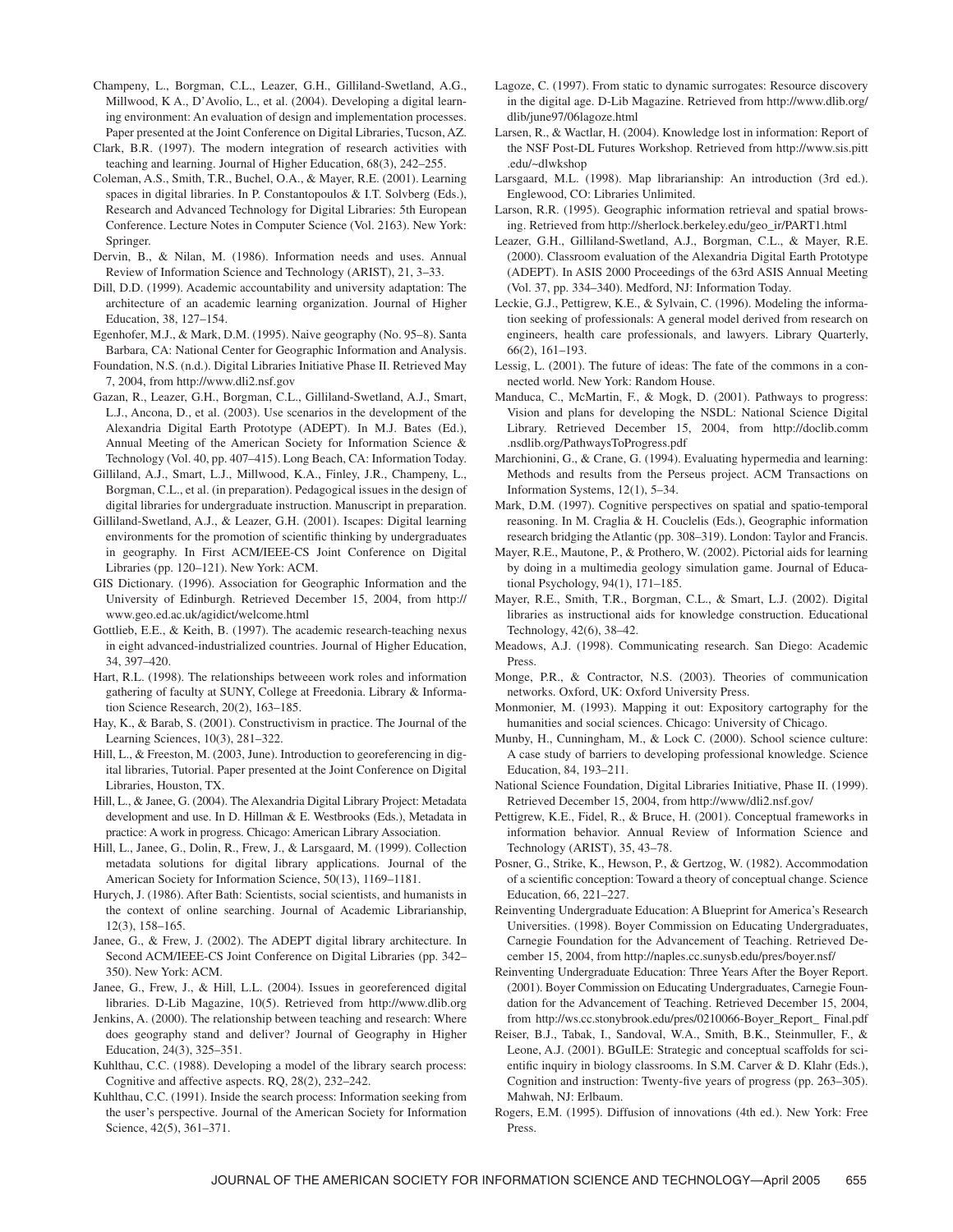Champeny, L., Borgman, C.L., Leazer, G.H., Gilliland-Swetland, A.G., Millwood, K A., D'Avolio, L., et al. (2004). Developing a digital learning environment: An evaluation of design and implementation processes. Paper presented at the Joint Conference on Digital Libraries, Tucson, AZ.

Clark, B.R. (1997). The modern integration of research activities with teaching and learning. Journal of Higher Education, 68(3), 242–255.

Coleman, A.S., Smith, T.R., Buchel, O.A., & Mayer, R.E. (2001). Learning spaces in digital libraries. In P. Constantopoulos & I.T. Solvberg (Eds.), Research and Advanced Technology for Digital Libraries: 5th European Conference. Lecture Notes in Computer Science (Vol. 2163). New York: Springer.

Dervin, B., & Nilan, M. (1986). Information needs and uses. Annual Review of Information Science and Technology (ARIST), 21, 3–33.

Dill, D.D. (1999). Academic accountability and university adaptation: The architecture of an academic learning organization. Journal of Higher Education, 38, 127–154.

Egenhofer, M.J., & Mark, D.M. (1995). Naive geography (No. 95–8). Santa Barbara, CA: National Center for Geographic Information and Analysis.

Foundation, N.S. (n.d.). Digital Libraries Initiative Phase II. Retrieved May 7, 2004, from http://www.dli2.nsf.gov

Gazan, R., Leazer, G.H., Borgman, C.L., Gilliland-Swetland, A.J., Smart, L.J., Ancona, D., et al. (2003). Use scenarios in the development of the Alexandria Digital Earth Prototype (ADEPT). In M.J. Bates (Ed.), Annual Meeting of the American Society for Information Science & Technology (Vol. 40, pp. 407–415). Long Beach, CA: Information Today.

Gilliland, A.J., Smart, L.J., Millwood, K.A., Finley, J.R., Champeny, L., Borgman, C.L., et al. (in preparation). Pedagogical issues in the design of digital libraries for undergraduate instruction. Manuscript in preparation.

Gilliland-Swetland, A.J., & Leazer, G.H. (2001). Iscapes: Digital learning environments for the promotion of scientific thinking by undergraduates in geography. In First ACM/IEEE-CS Joint Conference on Digital Libraries (pp. 120–121). New York: ACM.

GIS Dictionary. (1996). Association for Geographic Information and the University of Edinburgh. Retrieved December 15, 2004, from http://www.geo.ed.ac.uk/agidict/welcome.html

Gottlieb, E.E., & Keith, B. (1997). The academic research-teaching nexus in eight advanced-industrialized countries. Journal of Higher Education, 34, 397–420.

Hart, R.L. (1998). The relationships betweeen work roles and information gathering of faculty at SUNY, College at Freedonia. Library & Information Science Research, 20(2), 163–185.

Hay, K., & Barab, S. (2001). Constructivism in practice. The Journal of the Learning Sciences, 10(3), 281–322.

Hill, L., & Freeston, M. (2003, June). Introduction to georeferencing in digital libraries, Tutorial. Paper presented at the Joint Conference on Digital Libraries, Houston, TX.

Hill, L., & Janee, G. (2004). The Alexandria Digital Library Project: Metadata development and use. In D. Hillman & E. Westbrooks (Eds.), Metadata in practice: A work in progress. Chicago: American Library Association.

Hill, L., Janee, G., Dolin, R., Frew, J., & Larsgaard, M. (1999). Collection metadata solutions for digital library applications. Journal of the American Society for Information Science, 50(13), 1169–1181.

Hurych, J. (1986). After Bath: Scientists, social scientists, and humanists in the context of online searching. Journal of Academic Librarianship, 12(3), 158–165.

Janee, G., & Frew, J. (2002). The ADEPT digital library architecture. In Second ACM/IEEE-CS Joint Conference on Digital Libraries (pp. 342–350). New York: ACM.

Janee, G., Frew, J., & Hill, L.L. (2004). Issues in georeferenced digital libraries. D-Lib Magazine, 10(5). Retrieved from http://www.dlib.org

Jenkins, A. (2000). The relationship between teaching and research: Where does geography stand and deliver? Journal of Geography in Higher Education, 24(3), 325–351.

Kuhlthau, C.C. (1988). Developing a model of the library search process: Cognitive and affective aspects. RQ, 28(2), 232–242.

Kuhlthau, C.C. (1991). Inside the search process: Information seeking from the user's perspective. Journal of the American Society for Information Science, 42(5), 361–371.

Lagoze, C. (1997). From static to dynamic surrogates: Resource discovery in the digital age. D-Lib Magazine. Retrieved from http://www.dlib.org/dlib/june97/06lagoze.html

Larsen, R., & Wactlar, H. (2004). Knowledge lost in information: Report of the NSF Post-DL Futures Workshop. Retrieved from http://www.sis.pitt.edu/~dlwkshop

Larsgaard, M.L. (1998). Map librarianship: An introduction (3rd ed.). Englewood, CO: Libraries Unlimited.

Larson, R.R. (1995). Geographic information retrieval and spatial browsing. Retrieved from http://sherlock.berkeley.edu/geo_ir/PART1.html

Leazer, G.H., Gilliland-Swetland, A.J., Borgman, C.L., & Mayer, R.E. (2000). Classroom evaluation of the Alexandria Digital Earth Prototype (ADEPT). In ASIS 2000 Proceedings of the 63rd ASIS Annual Meeting (Vol. 37, pp. 334–340). Medford, NJ: Information Today.

Leckie, G.J., Pettigrew, K.E., & Sylvain, C. (1996). Modeling the information seeking of professionals: A general model derived from research on engineers, health care professionals, and lawyers. Library Quarterly, 66(2), 161–193.

Lessig, L. (2001). The future of ideas: The fate of the commons in a connected world. New York: Random House.

Manduca, C., McMartin, F., & Mogk, D. (2001). Pathways to progress: Vision and plans for developing the NSDL: National Science Digital Library. Retrieved December 15, 2004, from http://doclib.comm.nsdlib.org/PathwaysToProgress.pdf

Marchionini, G., & Crane, G. (1994). Evaluating hypermedia and learning: Methods and results from the Perseus project. ACM Transactions on Information Systems, 12(1), 5–34.

Mark, D.M. (1997). Cognitive perspectives on spatial and spatio-temporal reasoning. In M. Craglia & H. Couclelis (Eds.), Geographic information research bridging the Atlantic (pp. 308–319). London: Taylor and Francis.

Mayer, R.E., Mautone, P., & Prothero, W. (2002). Pictorial aids for learning by doing in a multimedia geology simulation game. Journal of Educational Psychology, 94(1), 171–185.

Mayer, R.E., Smith, T.R., Borgman, C.L., & Smart, L.J. (2002). Digital libraries as instructional aids for knowledge construction. Educational Technology, 42(6), 38–42.

Meadows, A.J. (1998). Communicating research. San Diego: Academic Press.

Monge, P.R., & Contractor, N.S. (2003). Theories of communication networks. Oxford, UK: Oxford University Press.

Monmonier, M. (1993). Mapping it out: Expository cartography for the humanities and social sciences. Chicago: University of Chicago.

Munby, H., Cunningham, M., & Lock C. (2000). School science culture: A case study of barriers to developing professional knowledge. Science Education, 84, 193–211.

National Science Foundation, Digital Libraries Initiative, Phase II. (1999). Retrieved December 15, 2004, from http://www/dli2.nsf.gov/

Pettigrew, K.E., Fidel, R., & Bruce, H. (2001). Conceptual frameworks in information behavior. Annual Review of Information Science and Technology (ARIST), 35, 43–78.

Posner, G., Strike, K., Hewson, P., & Gertzog, W. (1982). Accommodation of a scientific conception: Toward a theory of conceptual change. Science Education, 66, 221–227.

Reinventing Undergraduate Education: A Blueprint for America's Research Universities. (1998). Boyer Commission on Educating Undergraduates, Carnegie Foundation for the Advancement of Teaching. Retrieved December 15, 2004, from http://naples.cc.sunysb.edu/pres/boyer.nsf/

Reinventing Undergraduate Education: Three Years After the Boyer Report. (2001). Boyer Commission on Educating Undergraduates, Carnegie Foundation for the Advancement of Teaching. Retrieved December 15, 2004, from http://ws.cc.stonybrook.edu/pres/0210066-Boyer_Report_ Final.pdf

Reiser, B.J., Tabak, I., Sandoval, W.A., Smith, B.K., Steinmuller, F., & Leone, A.J. (2001). BGuILE: Strategic and conceptual scaffolds for scientific inquiry in biology classrooms. In S.M. Carver & D. Klahr (Eds.), Cognition and instruction: Twenty-five years of progress (pp. 263–305). Mahwah, NJ: Erlbaum.

Rogers, E.M. (1995). Diffusion of innovations (4th ed.). New York: Free Press.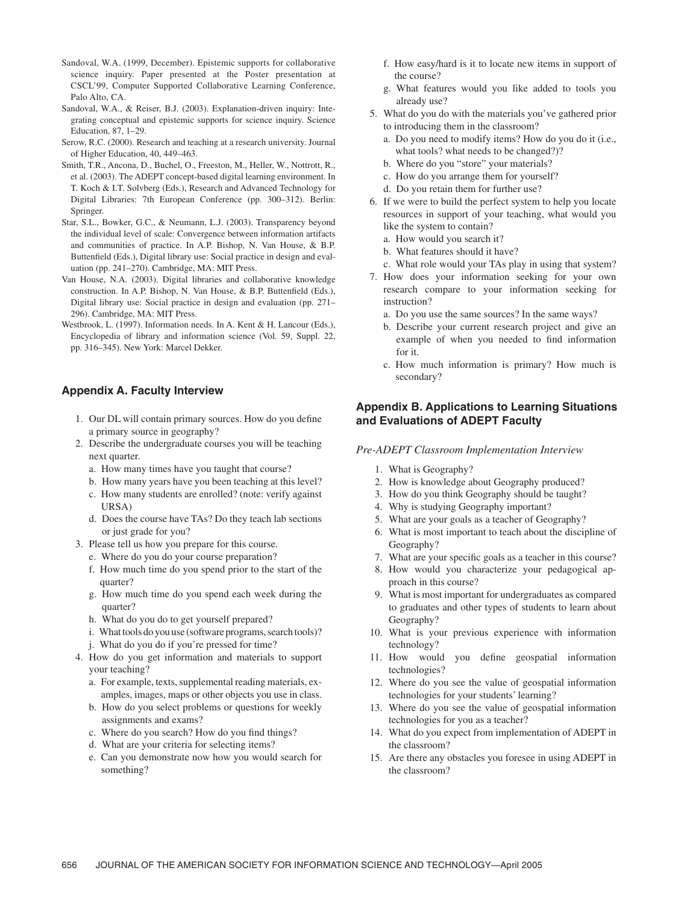Sandoval, W.A. (1999, December). Epistemic supports for collaborative science inquiry. Paper presented at the Poster presentation at CSCL'99, Computer Supported Collaborative Learning Conference, Palo Alto, CA.

Sandoval, W.A., & Reiser, B.J. (2003). Explanation-driven inquiry: Integrating conceptual and epistemic supports for science inquiry. Science Education, 87, 1–29.

Serow, R.C. (2000). Research and teaching at a research university. Journal of Higher Education, 40, 449–463.

Smith, T.R., Ancona, D., Buchel, O., Freeston, M., Heller, W., Nottrott, R., et al. (2003). The ADEPT concept-based digital learning environment. In T. Koch & I.T. Solvberg (Eds.), Research and Advanced Technology for Digital Libraries: 7th European Conference (pp. 300–312). Berlin: Springer.

Star, S.L., Bowker, G.C., & Neumann, L.J. (2003). Transparency beyond the individual level of scale: Convergence between information artifacts and communities of practice. In A.P. Bishop, N. Van House, & B.P. Buttenfield (Eds.), Digital library use: Social practice in design and evaluation (pp. 241–270). Cambridge, MA: MIT Press.

Van House, N.A. (2003). Digital libraries and collaborative knowledge construction. In A.P. Bishop, N. Van House, & B.P. Buttenfield (Eds.), Digital library use: Social practice in design and evaluation (pp. 271–296). Cambridge, MA: MIT Press.

Westbrook, L. (1997). Information needs. In A. Kent & H. Lancour (Eds.), Encyclopedia of library and information science (Vol. 59, Suppl. 22, pp. 316–345). New York: Marcel Dekker.

## Appendix A. Faculty Interview

1. Our DL will contain primary sources. How do you define a primary source in geography?
2. Describe the undergraduate courses you will be teaching next quarter.
   a. How many times have you taught that course?
   b. How many years have you been teaching at this level?
   c. How many students are enrolled? (note: verify against URSA)
   d. Does the course have TAs? Do they teach lab sections or just grade for you?
3. Please tell us how you prepare for this course.
   e. Where do you do your course preparation?
   f. How much time do you spend prior to the start of the quarter?
   g. How much time do you spend each week during the quarter?
   h. What do you do to get yourself prepared?
   i. What tools do you use (software programs, search tools)?
   j. What do you do if you're pressed for time?
4. How do you get information and materials to support your teaching?
   a. For example, texts, supplemental reading materials, examples, images, maps or other objects you use in class.
   b. How do you select problems or questions for weekly assignments and exams?
   c. Where do you search? How do you find things?
   d. What are your criteria for selecting items?
   e. Can you demonstrate now how you would search for something?
   f. How easy/hard is it to locate new items in support of the course?
   g. What features would you like added to tools you already use?
5. What do you do with the materials you've gathered prior to introducing them in the classroom?
   a. Do you need to modify items? How do you do it (i.e., what tools? what needs to be changed?)?
   b. Where do you "store" your materials?
   c. How do you arrange them for yourself?
   d. Do you retain them for further use?
6. If we were to build the perfect system to help you locate resources in support of your teaching, what would you like the system to contain?
   a. How would you search it?
   b. What features should it have?
   c. What role would your TAs play in using that system?
7. How does your information seeking for your own research compare to your information seeking for instruction?
   a. Do you use the same sources? In the same ways?
   b. Describe your current research project and give an example of when you needed to find information for it.
   c. How much information is primary? How much is secondary?

## Appendix B. Applications to Learning Situations and Evaluations of ADEPT Faculty

*Pre-ADEPT Classroom Implementation Interview*

1. What is Geography?
2. How is knowledge about Geography produced?
3. How do you think Geography should be taught?
4. Why is studying Geography important?
5. What are your goals as a teacher of Geography?
6. What is most important to teach about the discipline of Geography?
7. What are your specific goals as a teacher in this course?
8. How would you characterize your pedagogical approach in this course?
9. What is most important for undergraduates as compared to graduates and other types of students to learn about Geography?
10. What is your previous experience with information technology?
11. How would you define geospatial information technologies?
12. Where do you see the value of geospatial information technologies for your students' learning?
13. Where do you see the value of geospatial information technologies for you as a teacher?
14. What do you expect from implementation of ADEPT in the classroom?
15. Are there any obstacles you foresee in using ADEPT in the classroom?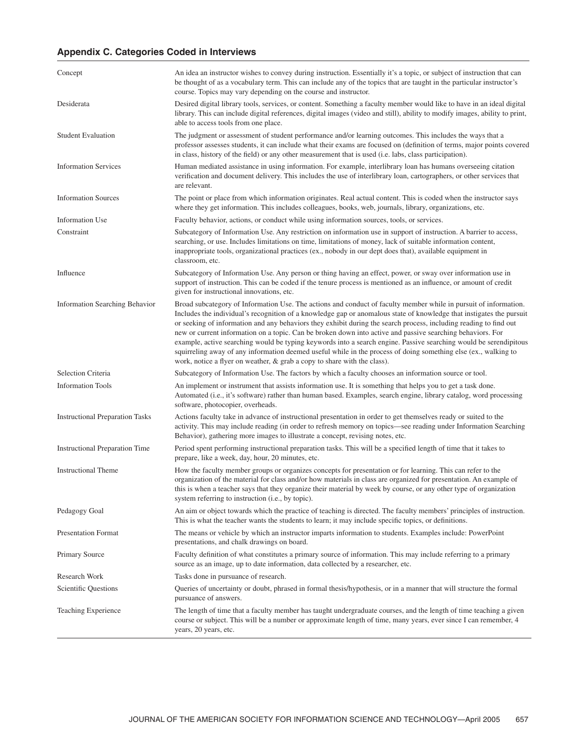## Appendix C. Categories Coded in Interviews

| | |
|---|---|
| Concept | An idea an instructor wishes to convey during instruction. Essentially it's a topic, or subject of instruction that can be thought of as a vocabulary term. This can include any of the topics that are taught in the particular instructor's course. Topics may vary depending on the course and instructor. |
| Desiderata | Desired digital library tools, services, or content. Something a faculty member would like to have in an ideal digital library. This can include digital references, digital images (video and still), ability to modify images, ability to print, able to access tools from one place. |
| Student Evaluation | The judgment or assessment of student performance and/or learning outcomes. This includes the ways that a professor assesses students, it can include what their exams are focused on (definition of terms, major points covered in class, history of the field) or any other measurement that is used (i.e. labs, class participation). |
| Information Services | Human mediated assistance in using information. For example, interlibrary loan has humans overseeing citation verification and document delivery. This includes the use of interlibrary loan, cartographers, or other services that are relevant. |
| Information Sources | The point or place from which information originates. Real actual content. This is coded when the instructor says where they get information. This includes colleagues, books, web, journals, library, organizations, etc. |
| Information Use | Faculty behavior, actions, or conduct while using information sources, tools, or services. |
| Constraint | Subcategory of Information Use. Any restriction on information use in support of instruction. A barrier to access, searching, or use. Includes limitations on time, limitations of money, lack of suitable information content, inappropriate tools, organizational practices (ex., nobody in our dept does that), available equipment in classroom, etc. |
| Influence | Subcategory of Information Use. Any person or thing having an effect, power, or sway over information use in support of instruction. This can be coded if the tenure process is mentioned as an influence, or amount of credit given for instructional innovations, etc. |
| Information Searching Behavior | Broad subcategory of Information Use. The actions and conduct of faculty member while in pursuit of information. Includes the individual's recognition of a knowledge gap or anomalous state of knowledge that instigates the pursuit or seeking of information and any behaviors they exhibit during the search process, including reading to find out new or current information on a topic. Can be broken down into active and passive searching behaviors. For example, active searching would be typing keywords into a search engine. Passive searching would be serendipitous squirreling away of any information deemed useful while in the process of doing something else (ex., walking to work, notice a flyer on weather, & grab a copy to share with the class). |
| Selection Criteria | Subcategory of Information Use. The factors by which a faculty chooses an information source or tool. |
| Information Tools | An implement or instrument that assists information use. It is something that helps you to get a task done. Automated (i.e., it's software) rather than human based. Examples, search engine, library catalog, word processing software, photocopier, overheads. |
| Instructional Preparation Tasks | Actions faculty take in advance of instructional presentation in order to get themselves ready or suited to the activity. This may include reading (in order to refresh memory on topics—see reading under Information Searching Behavior), gathering more images to illustrate a concept, revising notes, etc. |
| Instructional Preparation Time | Period spent performing instructional preparation tasks. This will be a specified length of time that it takes to prepare, like a week, day, hour, 20 minutes, etc. |
| Instructional Theme | How the faculty member groups or organizes concepts for presentation or for learning. This can refer to the organization of the material for class and/or how materials in class are organized for presentation. An example of this is when a teacher says that they organize their material by week by course, or any other type of organization system referring to instruction (i.e., by topic). |
| Pedagogy Goal | An aim or object towards which the practice of teaching is directed. The faculty members' principles of instruction. This is what the teacher wants the students to learn; it may include specific topics, or definitions. |
| Presentation Format | The means or vehicle by which an instructor imparts information to students. Examples include: PowerPoint presentations, and chalk drawings on board. |
| Primary Source | Faculty definition of what constitutes a primary source of information. This may include referring to a primary source as an image, up to date information, data collected by a researcher, etc. |
| Research Work | Tasks done in pursuance of research. |
| Scientific Questions | Queries of uncertainty or doubt, phrased in formal thesis/hypothesis, or in a manner that will structure the formal pursuance of answers. |
| Teaching Experience | The length of time that a faculty member has taught undergraduate courses, and the length of time teaching a given course or subject. This will be a number or approximate length of time, many years, ever since I can remember, 4 years, 20 years, etc. |